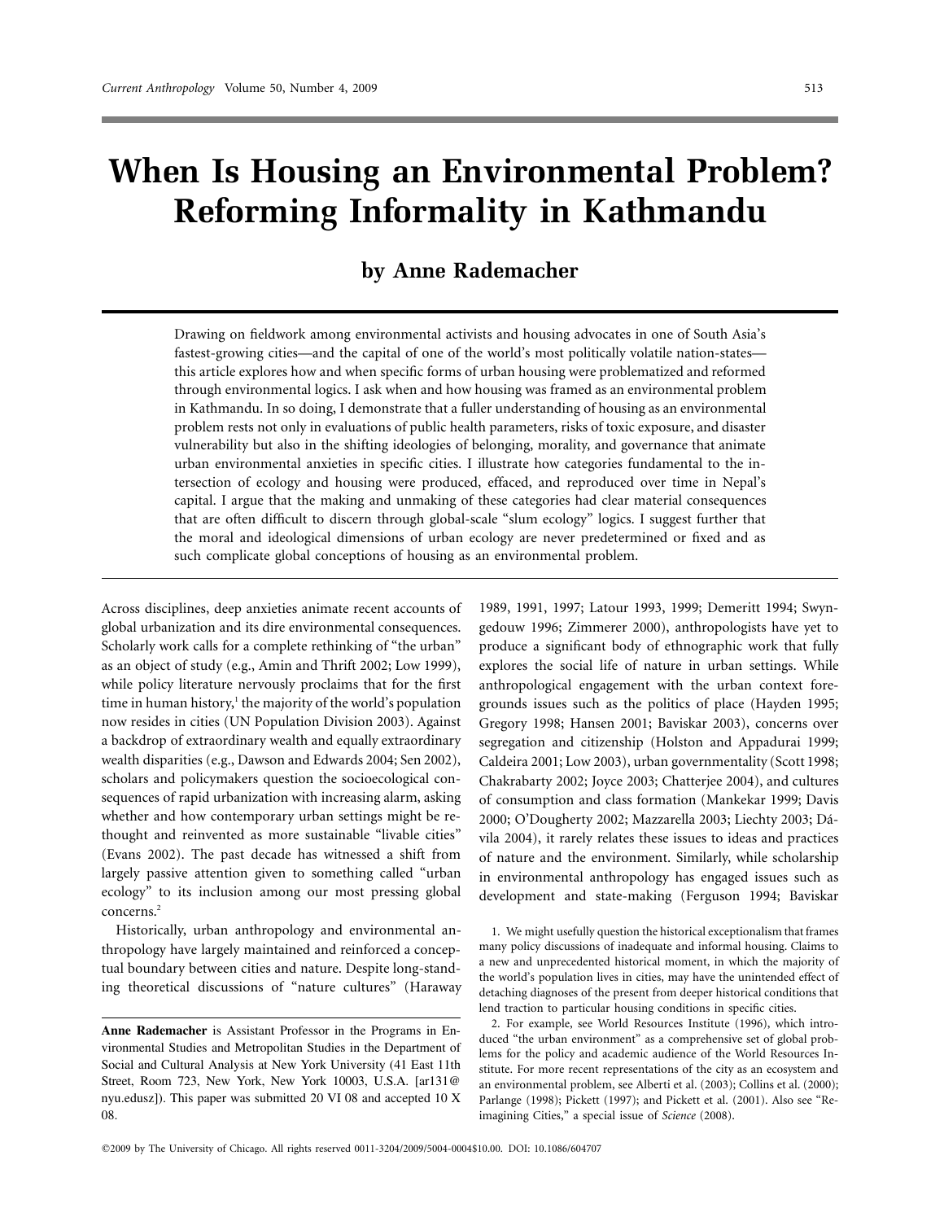# When Is Housing an Environmental Problem? Reforming Informality in Kathmandu

**by Anne Rademacher**

Drawing on fieldwork among environmental activists and housing advocates in one of South Asia's fastest-growing cities—and the capital of one of the world's most politically volatile nation-states—this article explores how and when specific forms of urban housing were problematized and reformed through environmental logics. I ask when and how housing was framed as an environmental problem in Kathmandu. In so doing, I demonstrate that a fuller understanding of housing as an environmental problem rests not only in evaluations of public health parameters, risks of toxic exposure, and disaster vulnerability but also in the shifting ideologies of belonging, morality, and governance that animate urban environmental anxieties in specific cities. I illustrate how categories fundamental to the intersection of ecology and housing were produced, effaced, and reproduced over time in Nepal's capital. I argue that the making and unmaking of these categories had clear material consequences that are often difficult to discern through global-scale "slum ecology" logics. I suggest further that the moral and ideological dimensions of urban ecology are never predetermined or fixed and as such complicate global conceptions of housing as an environmental problem.

Across disciplines, deep anxieties animate recent accounts of global urbanization and its dire environmental consequences. Scholarly work calls for a complete rethinking of "the urban" as an object of study (e.g., Amin and Thrift 2002; Low 1999), while policy literature nervously proclaims that for the first time in human history,[1] the majority of the world's population now resides in cities (UN Population Division 2003). Against a backdrop of extraordinary wealth and equally extraordinary wealth disparities (e.g., Dawson and Edwards 2004; Sen 2002), scholars and policymakers question the socioecological consequences of rapid urbanization with increasing alarm, asking whether and how contemporary urban settings might be rethought and reinvented as more sustainable "livable cities" (Evans 2002). The past decade has witnessed a shift from largely passive attention given to something called "urban ecology" to its inclusion among our most pressing global concerns.[2]

Historically, urban anthropology and environmental anthropology have largely maintained and reinforced a conceptual boundary between cities and nature. Despite long-standing theoretical discussions of "nature cultures" (Haraway 1989, 1991, 1997; Latour 1993, 1999; Demeritt 1994; Swyngedouw 1996; Zimmerer 2000), anthropologists have yet to produce a significant body of ethnographic work that fully explores the social life of nature in urban settings. While anthropological engagement with the urban context foregrounds issues such as the politics of place (Hayden 1995; Gregory 1998; Hansen 2001; Baviskar 2003), concerns over segregation and citizenship (Holston and Appadurai 1999; Caldeira 2001; Low 2003), urban governmentality (Scott 1998; Chakrabarty 2002; Joyce 2003; Chatterjee 2004), and cultures of consumption and class formation (Mankekar 1999; Davis 2000; O'Dougherty 2002; Mazzarella 2003; Liechty 2003; Dávila 2004), it rarely relates these issues to ideas and practices of nature and the environment. Similarly, while scholarship in environmental anthropology has engaged issues such as development and state-making (Ferguson 1994; Baviskar

**Anne Rademacher** is Assistant Professor in the Programs in Environmental Studies and Metropolitan Studies in the Department of Social and Cultural Analysis at New York University (41 East 11th Street, Room 723, New York, New York 10003, U.S.A. [ar131@nyu.edusz]). This paper was submitted 20 VI 08 and accepted 10 X 08.

1. We might usefully question the historical exceptionalism that frames many policy discussions of inadequate and informal housing. Claims to a new and unprecedented historical moment, in which the majority of the world's population lives in cities, may have the unintended effect of detaching diagnoses of the present from deeper historical conditions that lend traction to particular housing conditions in specific cities.

2. For example, see World Resources Institute (1996), which introduced "the urban environment" as a comprehensive set of global problems for the policy and academic audience of the World Resources Institute. For more recent representations of the city as an ecosystem and an environmental problem, see Alberti et al. (2003); Collins et al. (2000); Parlange (1998); Pickett (1997); and Pickett et al. (2001). Also see "Reimagining Cities," a special issue of *Science* (2008).

©2009 by The University of Chicago. All rights reserved 0011-3204/2009/5004-0004$10.00. DOI: 10.1086/604707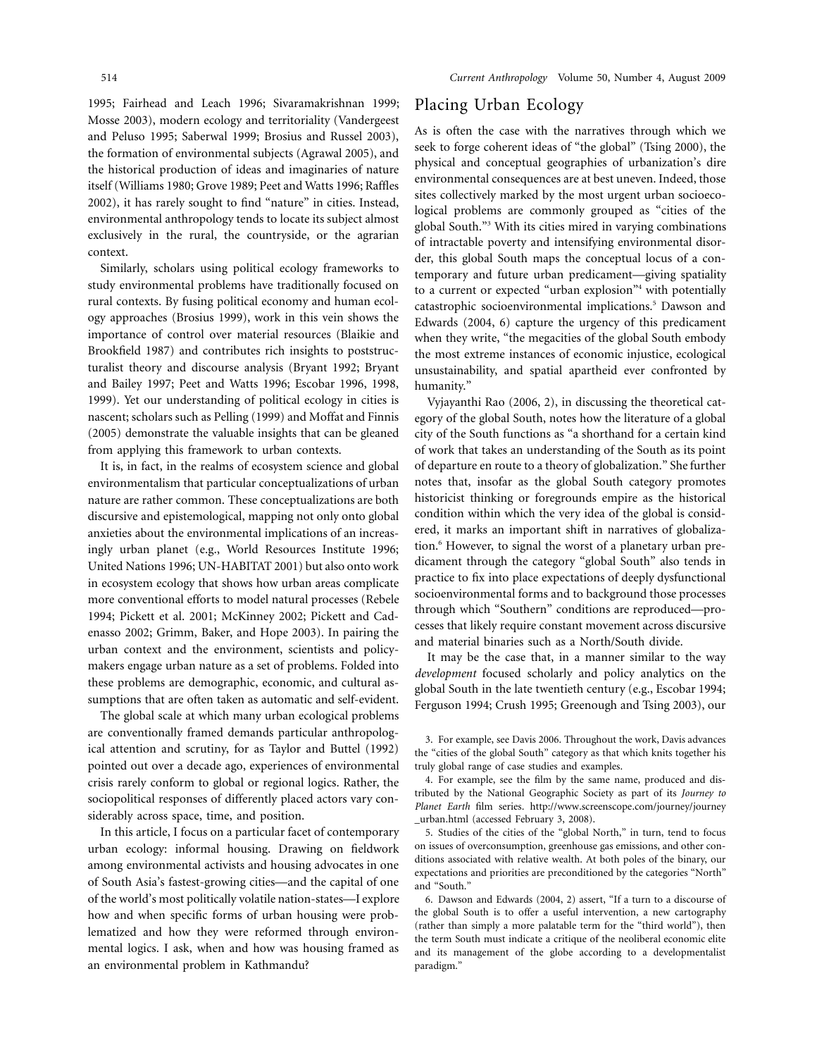1995; Fairhead and Leach 1996; Sivaramakrishnan 1999; Mosse 2003), modern ecology and territoriality (Vandergeest and Peluso 1995; Saberwal 1999; Brosius and Russel 2003), the formation of environmental subjects (Agrawal 2005), and the historical production of ideas and imaginaries of nature itself (Williams 1980; Grove 1989; Peet and Watts 1996; Raffles 2002), it has rarely sought to find "nature" in cities. Instead, environmental anthropology tends to locate its subject almost exclusively in the rural, the countryside, or the agrarian context.

Similarly, scholars using political ecology frameworks to study environmental problems have traditionally focused on rural contexts. By fusing political economy and human ecology approaches (Brosius 1999), work in this vein shows the importance of control over material resources (Blaikie and Brookfield 1987) and contributes rich insights to poststructuralist theory and discourse analysis (Bryant 1992; Bryant and Bailey 1997; Peet and Watts 1996; Escobar 1996, 1998, 1999). Yet our understanding of political ecology in cities is nascent; scholars such as Pelling (1999) and Moffat and Finnis (2005) demonstrate the valuable insights that can be gleaned from applying this framework to urban contexts.

It is, in fact, in the realms of ecosystem science and global environmentalism that particular conceptualizations of urban nature are rather common. These conceptualizations are both discursive and epistemological, mapping not only onto global anxieties about the environmental implications of an increasingly urban planet (e.g., World Resources Institute 1996; United Nations 1996; UN-HABITAT 2001) but also onto work in ecosystem ecology that shows how urban areas complicate more conventional efforts to model natural processes (Rebele 1994; Pickett et al. 2001; McKinney 2002; Pickett and Cadenasso 2002; Grimm, Baker, and Hope 2003). In pairing the urban context and the environment, scientists and policymakers engage urban nature as a set of problems. Folded into these problems are demographic, economic, and cultural assumptions that are often taken as automatic and self-evident.

The global scale at which many urban ecological problems are conventionally framed demands particular anthropological attention and scrutiny, for as Taylor and Buttel (1992) pointed out over a decade ago, experiences of environmental crisis rarely conform to global or regional logics. Rather, the sociopolitical responses of differently placed actors vary considerably across space, time, and position.

In this article, I focus on a particular facet of contemporary urban ecology: informal housing. Drawing on fieldwork among environmental activists and housing advocates in one of South Asia's fastest-growing cities—and the capital of one of the world's most politically volatile nation-states—I explore how and when specific forms of urban housing were problematized and how they were reformed through environmental logics. I ask, when and how was housing framed as an environmental problem in Kathmandu?

## Placing Urban Ecology

As is often the case with the narratives through which we seek to forge coherent ideas of "the global" (Tsing 2000), the physical and conceptual geographies of urbanization's dire environmental consequences are at best uneven. Indeed, those sites collectively marked by the most urgent urban socioecological problems are commonly grouped as "cities of the global South."[3] With its cities mired in varying combinations of intractable poverty and intensifying environmental disorder, this global South maps the conceptual locus of a contemporary and future urban predicament—giving spatiality to a current or expected "urban explosion"[4] with potentially catastrophic socioenvironmental implications.[5] Dawson and Edwards (2004, 6) capture the urgency of this predicament when they write, "the megacities of the global South embody the most extreme instances of economic injustice, ecological unsustainability, and spatial apartheid ever confronted by humanity."

Vyjayanthi Rao (2006, 2), in discussing the theoretical category of the global South, notes how the literature of a global city of the South functions as "a shorthand for a certain kind of work that takes an understanding of the South as its point of departure en route to a theory of globalization." She further notes that, insofar as the global South category promotes historicist thinking or foregrounds empire as the historical condition within which the very idea of the global is considered, it marks an important shift in narratives of globalization.[6] However, to signal the worst of a planetary urban predicament through the category "global South" also tends in practice to fix into place expectations of deeply dysfunctional socioenvironmental forms and to background those processes through which "Southern" conditions are reproduced—processes that likely require constant movement across discursive and material binaries such as a North/South divide.

It may be the case that, in a manner similar to the way *development* focused scholarly and policy analytics on the global South in the late twentieth century (e.g., Escobar 1994; Ferguson 1994; Crush 1995; Greenough and Tsing 2003), our

3. For example, see Davis 2006. Throughout the work, Davis advances the "cities of the global South" category as that which knits together his truly global range of case studies and examples.

4. For example, see the film by the same name, produced and distributed by the National Geographic Society as part of its *Journey to Planet Earth* film series. http://www.screenscope.com/journey/journey_urban.html (accessed February 3, 2008).

5. Studies of the cities of the "global North," in turn, tend to focus on issues of overconsumption, greenhouse gas emissions, and other conditions associated with relative wealth. At both poles of the binary, our expectations and priorities are preconditioned by the categories "North" and "South."

6. Dawson and Edwards (2004, 2) assert, "If a turn to a discourse of the global South is to offer a useful intervention, a new cartography (rather than simply a more palatable term for the "third world"), then the term South must indicate a critique of the neoliberal economic elite and its management of the globe according to a developmentalist paradigm."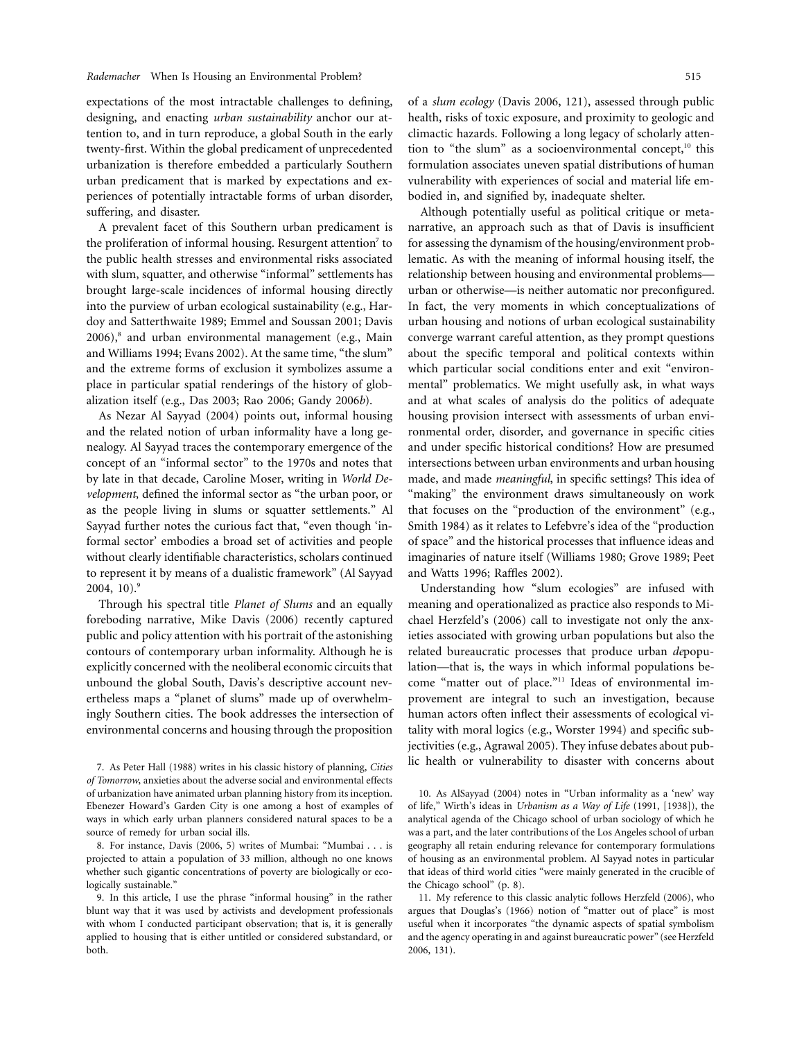expectations of the most intractable challenges to defining, designing, and enacting *urban sustainability* anchor our attention to, and in turn reproduce, a global South in the early twenty-first. Within the global predicament of unprecedented urbanization is therefore embedded a particularly Southern urban predicament that is marked by expectations and experiences of potentially intractable forms of urban disorder, suffering, and disaster.

A prevalent facet of this Southern urban predicament is the proliferation of informal housing. Resurgent attention[7] to the public health stresses and environmental risks associated with slum, squatter, and otherwise "informal" settlements has brought large-scale incidences of informal housing directly into the purview of urban ecological sustainability (e.g., Hardoy and Satterthwaite 1989; Emmel and Soussan 2001; Davis 2006),[8] and urban environmental management (e.g., Main and Williams 1994; Evans 2002). At the same time, "the slum" and the extreme forms of exclusion it symbolizes assume a place in particular spatial renderings of the history of globalization itself (e.g., Das 2003; Rao 2006; Gandy 2006*b*).

As Nezar Al Sayyad (2004) points out, informal housing and the related notion of urban informality have a long genealogy. Al Sayyad traces the contemporary emergence of the concept of an "informal sector" to the 1970s and notes that by late in that decade, Caroline Moser, writing in *World Development*, defined the informal sector as "the urban poor, or as the people living in slums or squatter settlements." Al Sayyad further notes the curious fact that, "even though 'informal sector' embodies a broad set of activities and people without clearly identifiable characteristics, scholars continued to represent it by means of a dualistic framework" (Al Sayyad 2004, 10).[9]

Through his spectral title *Planet of Slums* and an equally foreboding narrative, Mike Davis (2006) recently captured public and policy attention with his portrait of the astonishing contours of contemporary urban informality. Although he is explicitly concerned with the neoliberal economic circuits that unbound the global South, Davis's descriptive account nevertheless maps a "planet of slums" made up of overwhelmingly Southern cities. The book addresses the intersection of environmental concerns and housing through the proposition of a *slum ecology* (Davis 2006, 121), assessed through public health, risks of toxic exposure, and proximity to geologic and climactic hazards. Following a long legacy of scholarly attention to "the slum" as a socioenvironmental concept,[10] this formulation associates uneven spatial distributions of human vulnerability with experiences of social and material life embodied in, and signified by, inadequate shelter.

Although potentially useful as political critique or metanarrative, an approach such as that of Davis is insufficient for assessing the dynamism of the housing/environment problematic. As with the meaning of informal housing itself, the relationship between housing and environmental problems—urban or otherwise—is neither automatic nor preconfigured. In fact, the very moments in which conceptualizations of urban housing and notions of urban ecological sustainability converge warrant careful attention, as they prompt questions about the specific temporal and political contexts within which particular social conditions enter and exit "environmental" problematics. We might usefully ask, in what ways and at what scales of analysis do the politics of adequate housing provision intersect with assessments of urban environmental order, disorder, and governance in specific cities and under specific historical conditions? How are presumed intersections between urban environments and urban housing made, and made *meaningful*, in specific settings? This idea of "making" the environment draws simultaneously on work that focuses on the "production of the environment" (e.g., Smith 1984) as it relates to Lefebvre's idea of the "production of space" and the historical processes that influence ideas and imaginaries of nature itself (Williams 1980; Grove 1989; Peet and Watts 1996; Raffles 2002).

Understanding how "slum ecologies" are infused with meaning and operationalized as practice also responds to Michael Herzfeld's (2006) call to investigate not only the anxieties associated with growing urban populations but also the related bureaucratic processes that produce urban *de*population—that is, the ways in which informal populations become "matter out of place."[11] Ideas of environmental improvement are integral to such an investigation, because human actors often inflect their assessments of ecological vitality with moral logics (e.g., Worster 1994) and specific subjectivities (e.g., Agrawal 2005). They infuse debates about public health or vulnerability to disaster with concerns about

7. As Peter Hall (1988) writes in his classic history of planning, *Cities of Tomorrow*, anxieties about the adverse social and environmental effects of urbanization have animated urban planning history from its inception. Ebenezer Howard's Garden City is one among a host of examples of ways in which early urban planners considered natural spaces to be a source of remedy for urban social ills.

8. For instance, Davis (2006, 5) writes of Mumbai: "Mumbai . . . is projected to attain a population of 33 million, although no one knows whether such gigantic concentrations of poverty are biologically or ecologically sustainable."

9. In this article, I use the phrase "informal housing" in the rather blunt way that it was used by activists and development professionals with whom I conducted participant observation; that is, it is generally applied to housing that is either untitled or considered substandard, or both.

10. As AlSayyad (2004) notes in "Urban informality as a 'new' way of life," Wirth's ideas in *Urbanism as a Way of Life* (1991, [1938]), the analytical agenda of the Chicago school of urban sociology of which he was a part, and the later contributions of the Los Angeles school of urban geography all retain enduring relevance for contemporary formulations of housing as an environmental problem. Al Sayyad notes in particular that ideas of third world cities "were mainly generated in the crucible of the Chicago school" (p. 8).

11. My reference to this classic analytic follows Herzfeld (2006), who argues that Douglas's (1966) notion of "matter out of place" is most useful when it incorporates "the dynamic aspects of spatial symbolism and the agency operating in and against bureaucratic power" (see Herzfeld 2006, 131).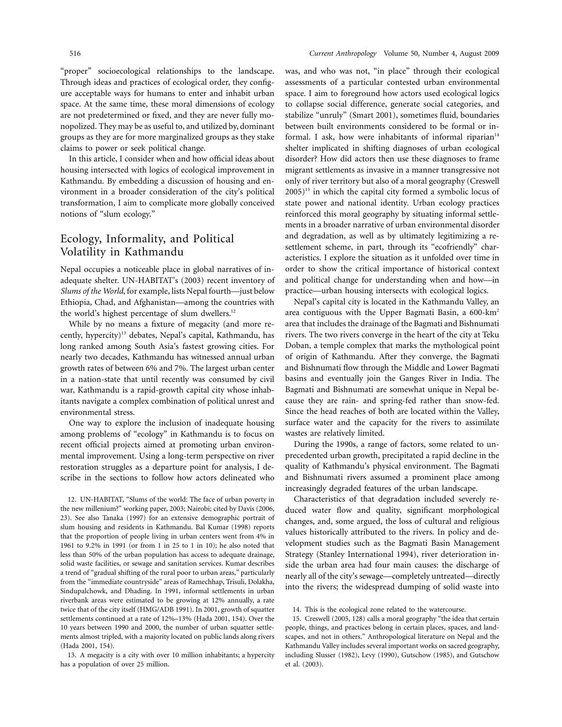"proper" socioecological relationships to the landscape. Through ideas and practices of ecological order, they configure acceptable ways for humans to enter and inhabit urban space. At the same time, these moral dimensions of ecology are not predetermined or fixed, and they are never fully monopolized. They may be as useful to, and utilized by, dominant groups as they are for more marginalized groups as they stake claims to power or seek political change.

In this article, I consider when and how official ideas about housing intersected with logics of ecological improvement in Kathmandu. By embedding a discussion of housing and environment in a broader consideration of the city's political transformation, I aim to complicate more globally conceived notions of "slum ecology."

## Ecology, Informality, and Political Volatility in Kathmandu

Nepal occupies a noticeable place in global narratives of inadequate shelter. UN-HABITAT's (2003) recent inventory of *Slums of the World*, for example, lists Nepal fourth—just below Ethiopia, Chad, and Afghanistan—among the countries with the world's highest percentage of slum dwellers.[12]

While by no means a fixture of megacity (and more recently, hypercity)[13] debates, Nepal's capital, Kathmandu, has long ranked among South Asia's fastest growing cities. For nearly two decades, Kathmandu has witnessed annual urban growth rates of between 6% and 7%. The largest urban center in a nation-state that until recently was consumed by civil war, Kathmandu is a rapid-growth capital city whose inhabitants navigate a complex combination of political unrest and environmental stress.

One way to explore the inclusion of inadequate housing among problems of "ecology" in Kathmandu is to focus on recent official projects aimed at promoting urban environmental improvement. Using a long-term perspective on river restoration struggles as a departure point for analysis, I describe in the sections to follow how actors delineated who was, and who was not, "in place" through their ecological assessments of a particular contested urban environmental space. I aim to foreground how actors used ecological logics to collapse social difference, generate social categories, and stabilize "unruly" (Smart 2001), sometimes fluid, boundaries between built environments considered to be formal or informal. I ask, how were inhabitants of informal riparian[14] shelter implicated in shifting diagnoses of urban ecological disorder? How did actors then use these diagnoses to frame migrant settlements as invasive in a manner transgressive not only of river territory but also of a moral geography (Creswell 2005)[15] in which the capital city formed a symbolic locus of state power and national identity. Urban ecology practices reinforced this moral geography by situating informal settlements in a broader narrative of urban environmental disorder and degradation, as well as by ultimately legitimizing a resettlement scheme, in part, through its "ecofriendly" characteristics. I explore the situation as it unfolded over time in order to show the critical importance of historical context and political change for understanding when and how—in practice—urban housing intersects with ecological logics.

Nepal's capital city is located in the Kathmandu Valley, an area contiguous with the Upper Bagmati Basin, a 600-km$^2$ area that includes the drainage of the Bagmati and Bishnumati rivers. The two rivers converge in the heart of the city at Teku Doban, a temple complex that marks the mythological point of origin of Kathmandu. After they converge, the Bagmati and Bishnumati flow through the Middle and Lower Bagmati basins and eventually join the Ganges River in India. The Bagmati and Bishnumati are somewhat unique in Nepal because they are rain- and spring-fed rather than snow-fed. Since the head reaches of both are located within the Valley, surface water and the capacity for the rivers to assimilate wastes are relatively limited.

During the 1990s, a range of factors, some related to unprecedented urban growth, precipitated a rapid decline in the quality of Kathmandu's physical environment. The Bagmati and Bishnumati rivers assumed a prominent place among increasingly degraded features of the urban landscape.

Characteristics of that degradation included severely reduced water flow and quality, significant morphological changes, and, some argued, the loss of cultural and religious values historically attributed to the rivers. In policy and development studies such as the Bagmati Basin Management Strategy (Stanley International 1994), river deterioration inside the urban area had four main causes: the discharge of nearly all of the city's sewage—completely untreated—directly into the rivers; the widespread dumping of solid waste into

12. UN-HABITAT, "Slums of the world: The face of urban poverty in the new millenium?" working paper, 2003; Nairobi; cited by Davis (2006, 23). See also Tanaka (1997) for an extensive demographic portrait of slum housing and residents in Kathmandu. Bal Kumar (1998) reports that the proportion of people living in urban centers went from 4% in 1961 to 9.2% in 1991 (or from 1 in 25 to 1 in 10); he also noted that less than 50% of the urban population has access to adequate drainage, solid waste facilities, or sewage and sanitation services. Kumar describes a trend of "gradual shifting of the rural poor to urban areas," particularly from the "immediate countryside" areas of Ramechhap, Trisuli, Dolakha, Sindupalchowk, and Dhading. In 1991, informal settlements in urban riverbank areas were estimated to be growing at 12% annually, a rate twice that of the city itself (HMG/ADB 1991). In 2001, growth of squatter settlements continued at a rate of 12%–13% (Hada 2001, 154). Over the 10 years between 1990 and 2000, the number of urban squatter settlements almost tripled, with a majority located on public lands along rivers (Hada 2001, 154).

13. A megacity is a city with over 10 million inhabitants; a hypercity has a population of over 25 million.

14. This is the ecological zone related to the watercourse.

15. Creswell (2005, 128) calls a moral geography "the idea that certain people, things, and practices belong in certain places, spaces, and landscapes, and not in others." Anthropological literature on Nepal and the Kathmandu Valley includes several important works on sacred geography, including Slusser (1982), Levy (1990), Gutschow (1985), and Gutschow et al. (2003).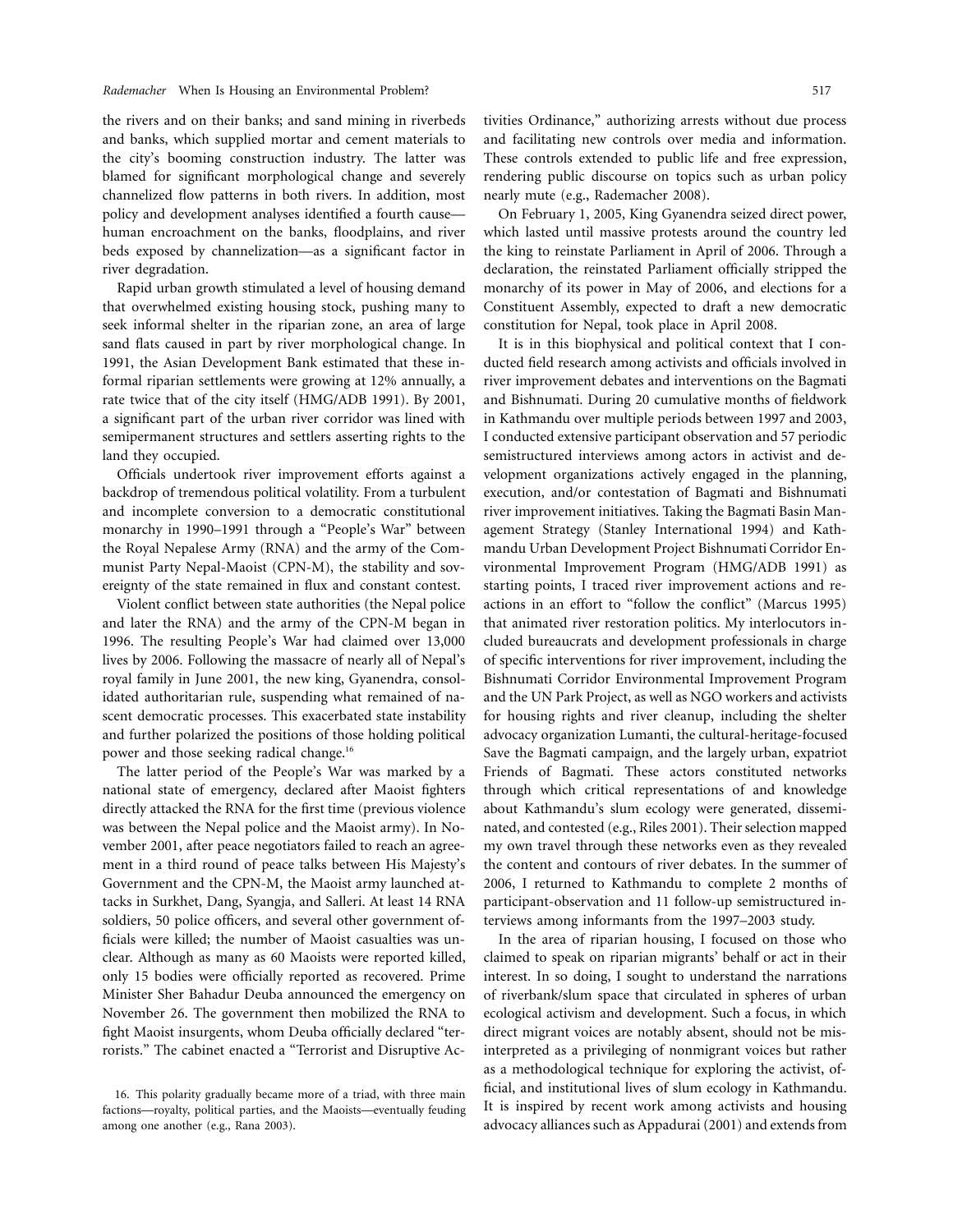the rivers and on their banks; and sand mining in riverbeds and banks, which supplied mortar and cement materials to the city's booming construction industry. The latter was blamed for significant morphological change and severely channelized flow patterns in both rivers. In addition, most policy and development analyses identified a fourth cause—human encroachment on the banks, floodplains, and river beds exposed by channelization—as a significant factor in river degradation.

Rapid urban growth stimulated a level of housing demand that overwhelmed existing housing stock, pushing many to seek informal shelter in the riparian zone, an area of large sand flats caused in part by river morphological change. In 1991, the Asian Development Bank estimated that these informal riparian settlements were growing at 12% annually, a rate twice that of the city itself (HMG/ADB 1991). By 2001, a significant part of the urban river corridor was lined with semipermanent structures and settlers asserting rights to the land they occupied.

Officials undertook river improvement efforts against a backdrop of tremendous political volatility. From a turbulent and incomplete conversion to a democratic constitutional monarchy in 1990–1991 through a "People's War" between the Royal Nepalese Army (RNA) and the army of the Communist Party Nepal-Maoist (CPN-M), the stability and sovereignty of the state remained in flux and constant contest.

Violent conflict between state authorities (the Nepal police and later the RNA) and the army of the CPN-M began in 1996. The resulting People's War had claimed over 13,000 lives by 2006. Following the massacre of nearly all of Nepal's royal family in June 2001, the new king, Gyanendra, consolidated authoritarian rule, suspending what remained of nascent democratic processes. This exacerbated state instability and further polarized the positions of those holding political power and those seeking radical change.[16]

The latter period of the People's War was marked by a national state of emergency, declared after Maoist fighters directly attacked the RNA for the first time (previous violence was between the Nepal police and the Maoist army). In November 2001, after peace negotiators failed to reach an agreement in a third round of peace talks between His Majesty's Government and the CPN-M, the Maoist army launched attacks in Surkhet, Dang, Syangja, and Salleri. At least 14 RNA soldiers, 50 police officers, and several other government officials were killed; the number of Maoist casualties was unclear. Although as many as 60 Maoists were reported killed, only 15 bodies were officially reported as recovered. Prime Minister Sher Bahadur Deuba announced the emergency on November 26. The government then mobilized the RNA to fight Maoist insurgents, whom Deuba officially declared "terrorists." The cabinet enacted a "Terrorist and Disruptive Activities Ordinance," authorizing arrests without due process and facilitating new controls over media and information. These controls extended to public life and free expression, rendering public discourse on topics such as urban policy nearly mute (e.g., Rademacher 2008).

On February 1, 2005, King Gyanendra seized direct power, which lasted until massive protests around the country led the king to reinstate Parliament in April of 2006. Through a declaration, the reinstated Parliament officially stripped the monarchy of its power in May of 2006, and elections for a Constituent Assembly, expected to draft a new democratic constitution for Nepal, took place in April 2008.

It is in this biophysical and political context that I conducted field research among activists and officials involved in river improvement debates and interventions on the Bagmati and Bishnumati. During 20 cumulative months of fieldwork in Kathmandu over multiple periods between 1997 and 2003, I conducted extensive participant observation and 57 periodic semistructured interviews among actors in activist and development organizations actively engaged in the planning, execution, and/or contestation of Bagmati and Bishnumati river improvement initiatives. Taking the Bagmati Basin Management Strategy (Stanley International 1994) and Kathmandu Urban Development Project Bishnumati Corridor Environmental Improvement Program (HMG/ADB 1991) as starting points, I traced river improvement actions and reactions in an effort to "follow the conflict" (Marcus 1995) that animated river restoration politics. My interlocutors included bureaucrats and development professionals in charge of specific interventions for river improvement, including the Bishnumati Corridor Environmental Improvement Program and the UN Park Project, as well as NGO workers and activists for housing rights and river cleanup, including the shelter advocacy organization Lumanti, the cultural-heritage-focused Save the Bagmati campaign, and the largely urban, expatriot Friends of Bagmati. These actors constituted networks through which critical representations of and knowledge about Kathmandu's slum ecology were generated, disseminated, and contested (e.g., Riles 2001). Their selection mapped my own travel through these networks even as they revealed the content and contours of river debates. In the summer of 2006, I returned to Kathmandu to complete 2 months of participant-observation and 11 follow-up semistructured interviews among informants from the 1997–2003 study.

In the area of riparian housing, I focused on those who claimed to speak on riparian migrants' behalf or act in their interest. In so doing, I sought to understand the narrations of riverbank/slum space that circulated in spheres of urban ecological activism and development. Such a focus, in which direct migrant voices are notably absent, should not be misinterpreted as a privileging of nonmigrant voices but rather as a methodological technique for exploring the activist, official, and institutional lives of slum ecology in Kathmandu. It is inspired by recent work among activists and housing advocacy alliances such as Appadurai (2001) and extends from

16. This polarity gradually became more of a triad, with three main factions—royalty, political parties, and the Maoists—eventually feuding among one another (e.g., Rana 2003).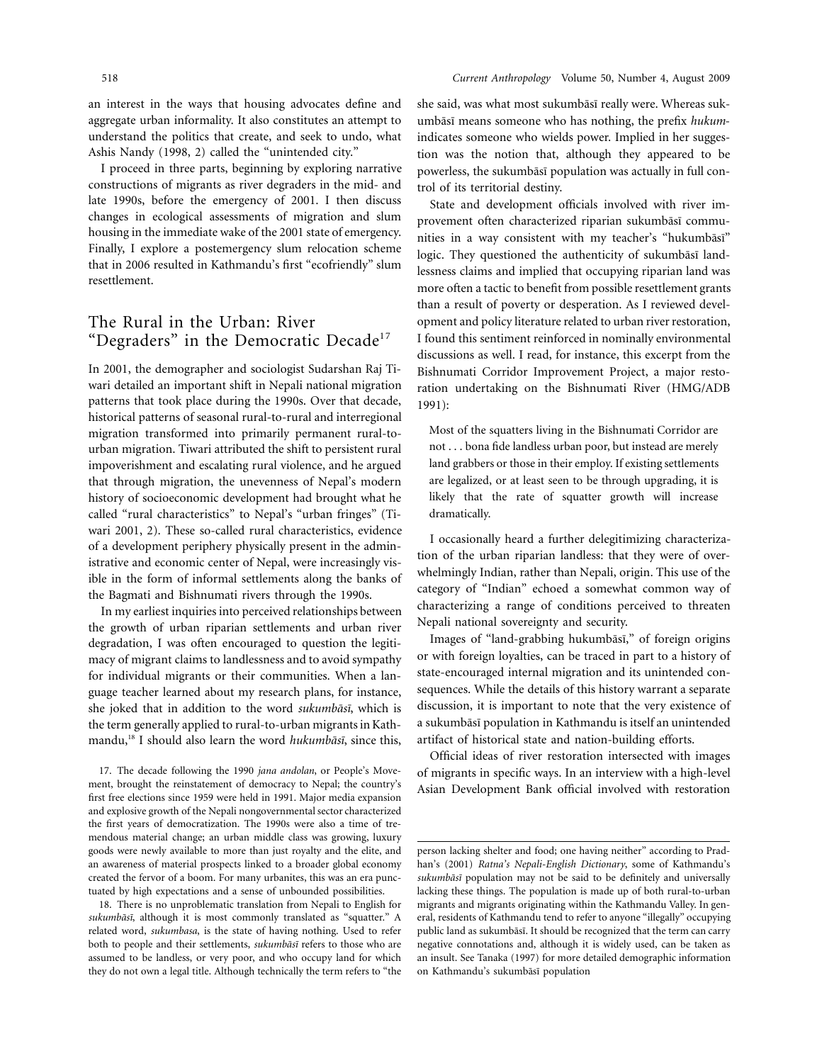an interest in the ways that housing advocates define and aggregate urban informality. It also constitutes an attempt to understand the politics that create, and seek to undo, what Ashis Nandy (1998, 2) called the "unintended city."

I proceed in three parts, beginning by exploring narrative constructions of migrants as river degraders in the mid- and late 1990s, before the emergency of 2001. I then discuss changes in ecological assessments of migration and slum housing in the immediate wake of the 2001 state of emergency. Finally, I explore a postemergency slum relocation scheme that in 2006 resulted in Kathmandu's first "ecofriendly" slum resettlement.

## The Rural in the Urban: River "Degraders" in the Democratic Decade[17]

In 2001, the demographer and sociologist Sudarshan Raj Tiwari detailed an important shift in Nepali national migration patterns that took place during the 1990s. Over that decade, historical patterns of seasonal rural-to-rural and interregional migration transformed into primarily permanent rural-to-urban migration. Tiwari attributed the shift to persistent rural impoverishment and escalating rural violence, and he argued that through migration, the unevenness of Nepal's modern history of socioeconomic development had brought what he called "rural characteristics" to Nepal's "urban fringes" (Tiwari 2001, 2). These so-called rural characteristics, evidence of a development periphery physically present in the administrative and economic center of Nepal, were increasingly visible in the form of informal settlements along the banks of the Bagmati and Bishnumati rivers through the 1990s.

In my earliest inquiries into perceived relationships between the growth of urban riparian settlements and urban river degradation, I was often encouraged to question the legitimacy of migrant claims to landlessness and to avoid sympathy for individual migrants or their communities. When a language teacher learned about my research plans, for instance, she joked that in addition to the word *sukumbāsī*, which is the term generally applied to rural-to-urban migrants in Kathmandu,[18] I should also learn the word *hukumbāsī*, since this, she said, was what most sukumbāsī really were. Whereas sukumbāsī means someone who has nothing, the prefix *hukum-* indicates someone who wields power. Implied in her suggestion was the notion that, although they appeared to be powerless, the sukumbāsī population was actually in full control of its territorial destiny.

State and development officials involved with river improvement often characterized riparian sukumbāsī communities in a way consistent with my teacher's "hukumbāsī" logic. They questioned the authenticity of sukumbāsī landlessness claims and implied that occupying riparian land was more often a tactic to benefit from possible resettlement grants than a result of poverty or desperation. As I reviewed development and policy literature related to urban river restoration, I found this sentiment reinforced in nominally environmental discussions as well. I read, for instance, this excerpt from the Bishnumati Corridor Improvement Project, a major restoration undertaking on the Bishnumati River (HMG/ADB 1991):

> Most of the squatters living in the Bishnumati Corridor are not . . . bona fide landless urban poor, but instead are merely land grabbers or those in their employ. If existing settlements are legalized, or at least seen to be through upgrading, it is likely that the rate of squatter growth will increase dramatically.

I occasionally heard a further delegitimizing characterization of the urban riparian landless: that they were of overwhelmingly Indian, rather than Nepali, origin. This use of the category of "Indian" echoed a somewhat common way of characterizing a range of conditions perceived to threaten Nepali national sovereignty and security.

Images of "land-grabbing hukumbāsī," of foreign origins or with foreign loyalties, can be traced in part to a history of state-encouraged internal migration and its unintended consequences. While the details of this history warrant a separate discussion, it is important to note that the very existence of a sukumbāsī population in Kathmandu is itself an unintended artifact of historical state and nation-building efforts.

Official ideas of river restoration intersected with images of migrants in specific ways. In an interview with a high-level Asian Development Bank official involved with restoration

17. The decade following the 1990 *jana andolan*, or People's Movement, brought the reinstatement of democracy to Nepal; the country's first free elections since 1959 were held in 1991. Major media expansion and explosive growth of the Nepali nongovernmental sector characterized the first years of democratization. The 1990s were also a time of tremendous material change; an urban middle class was growing, luxury goods were newly available to more than just royalty and the elite, and an awareness of material prospects linked to a broader global economy created the fervor of a boom. For many urbanites, this was an era punctuated by high expectations and a sense of unbounded possibilities.

18. There is no unproblematic translation from Nepali to English for *sukumbāsī*, although it is most commonly translated as "squatter." A related word, *sukumbasa*, is the state of having nothing. Used to refer both to people and their settlements, *sukumbāsī* refers to those who are assumed to be landless, or very poor, and who occupy land for which they do not own a legal title. Although technically the term refers to "the person lacking shelter and food; one having neither" according to Pradhan's (2001) *Ratna's Nepali-English Dictionary*, some of Kathmandu's *sukumbāsī* population may not be said to be definitely and universally lacking these things. The population is made up of both rural-to-urban migrants and migrants originating within the Kathmandu Valley. In general, residents of Kathmandu tend to refer to anyone "illegally" occupying public land as sukumbāsī. It should be recognized that the term can carry negative connotations and, although it is widely used, can be taken as an insult. See Tanaka (1997) for more detailed demographic information on Kathmandu's sukumbāsī population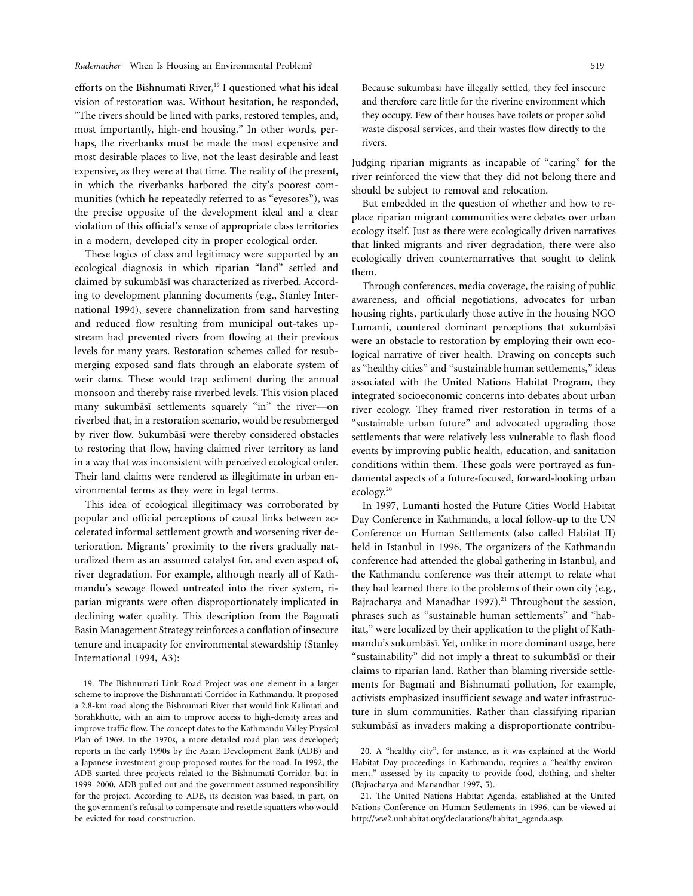efforts on the Bishnumati River,[19] I questioned what his ideal vision of restoration was. Without hesitation, he responded, "The rivers should be lined with parks, restored temples, and, most importantly, high-end housing." In other words, perhaps, the riverbanks must be made the most expensive and most desirable places to live, not the least desirable and least expensive, as they were at that time. The reality of the present, in which the riverbanks harbored the city's poorest communities (which he repeatedly referred to as "eyesores"), was the precise opposite of the development ideal and a clear violation of this official's sense of appropriate class territories in a modern, developed city in proper ecological order.

These logics of class and legitimacy were supported by an ecological diagnosis in which riparian "land" settled and claimed by sukumbāsī was characterized as riverbed. According to development planning documents (e.g., Stanley International 1994), severe channelization from sand harvesting and reduced flow resulting from municipal out-takes upstream had prevented rivers from flowing at their previous levels for many years. Restoration schemes called for resubmerging exposed sand flats through an elaborate system of weir dams. These would trap sediment during the annual monsoon and thereby raise riverbed levels. This vision placed many sukumbāsī settlements squarely "in" the river—on riverbed that, in a restoration scenario, would be resubmerged by river flow. Sukumbāsī were thereby considered obstacles to restoring that flow, having claimed river territory as land in a way that was inconsistent with perceived ecological order. Their land claims were rendered as illegitimate in urban environmental terms as they were in legal terms.

This idea of ecological illegitimacy was corroborated by popular and official perceptions of causal links between accelerated informal settlement growth and worsening river deterioration. Migrants' proximity to the rivers gradually naturalized them as an assumed catalyst for, and even aspect of, river degradation. For example, although nearly all of Kathmandu's sewage flowed untreated into the river system, riparian migrants were often disproportionately implicated in declining water quality. This description from the Bagmati Basin Management Strategy reinforces a conflation of insecure tenure and incapacity for environmental stewardship (Stanley International 1994, A3):

> Because sukumbāsī have illegally settled, they feel insecure and therefore care little for the riverine environment which they occupy. Few of their houses have toilets or proper solid waste disposal services, and their wastes flow directly to the rivers.

Judging riparian migrants as incapable of "caring" for the river reinforced the view that they did not belong there and should be subject to removal and relocation.

But embedded in the question of whether and how to replace riparian migrant communities were debates over urban ecology itself. Just as there were ecologically driven narratives that linked migrants and river degradation, there were also ecologically driven counternarratives that sought to delink them.

Through conferences, media coverage, the raising of public awareness, and official negotiations, advocates for urban housing rights, particularly those active in the housing NGO Lumanti, countered dominant perceptions that sukumbāsī were an obstacle to restoration by employing their own ecological narrative of river health. Drawing on concepts such as "healthy cities" and "sustainable human settlements," ideas associated with the United Nations Habitat Program, they integrated socioeconomic concerns into debates about urban river ecology. They framed river restoration in terms of a "sustainable urban future" and advocated upgrading those settlements that were relatively less vulnerable to flash flood events by improving public health, education, and sanitation conditions within them. These goals were portrayed as fundamental aspects of a future-focused, forward-looking urban ecology.[20]

In 1997, Lumanti hosted the Future Cities World Habitat Day Conference in Kathmandu, a local follow-up to the UN Conference on Human Settlements (also called Habitat II) held in Istanbul in 1996. The organizers of the Kathmandu conference had attended the global gathering in Istanbul, and the Kathmandu conference was their attempt to relate what they had learned there to the problems of their own city (e.g., Bajracharya and Manadhar 1997).[21] Throughout the session, phrases such as "sustainable human settlements" and "habitat," were localized by their application to the plight of Kathmandu's sukumbāsī. Yet, unlike in more dominant usage, here "sustainability" did not imply a threat to sukumbāsī or their claims to riparian land. Rather than blaming riverside settlements for Bagmati and Bishnumati pollution, for example, activists emphasized insufficient sewage and water infrastructure in slum communities. Rather than classifying riparian sukumbāsī as invaders making a disproportionate contribu-

19. The Bishnumati Link Road Project was one element in a larger scheme to improve the Bishnumati Corridor in Kathmandu. It proposed a 2.8-km road along the Bishnumati River that would link Kalimati and Sorahkhutte, with an aim to improve access to high-density areas and improve traffic flow. The concept dates to the Kathmandu Valley Physical Plan of 1969. In the 1970s, a more detailed road plan was developed; reports in the early 1990s by the Asian Development Bank (ADB) and a Japanese investment group proposed routes for the road. In 1992, the ADB started three projects related to the Bishnumati Corridor, but in 1999–2000, ADB pulled out and the government assumed responsibility for the project. According to ADB, its decision was based, in part, on the government's refusal to compensate and resettle squatters who would be evicted for road construction.

20. A "healthy city", for instance, as it was explained at the World Habitat Day proceedings in Kathmandu, requires a "healthy environment," assessed by its capacity to provide food, clothing, and shelter (Bajracharya and Manandhar 1997, 5).

21. The United Nations Habitat Agenda, established at the United Nations Conference on Human Settlements in 1996, can be viewed at http://ww2.unhabitat.org/declarations/habitat_agenda.asp.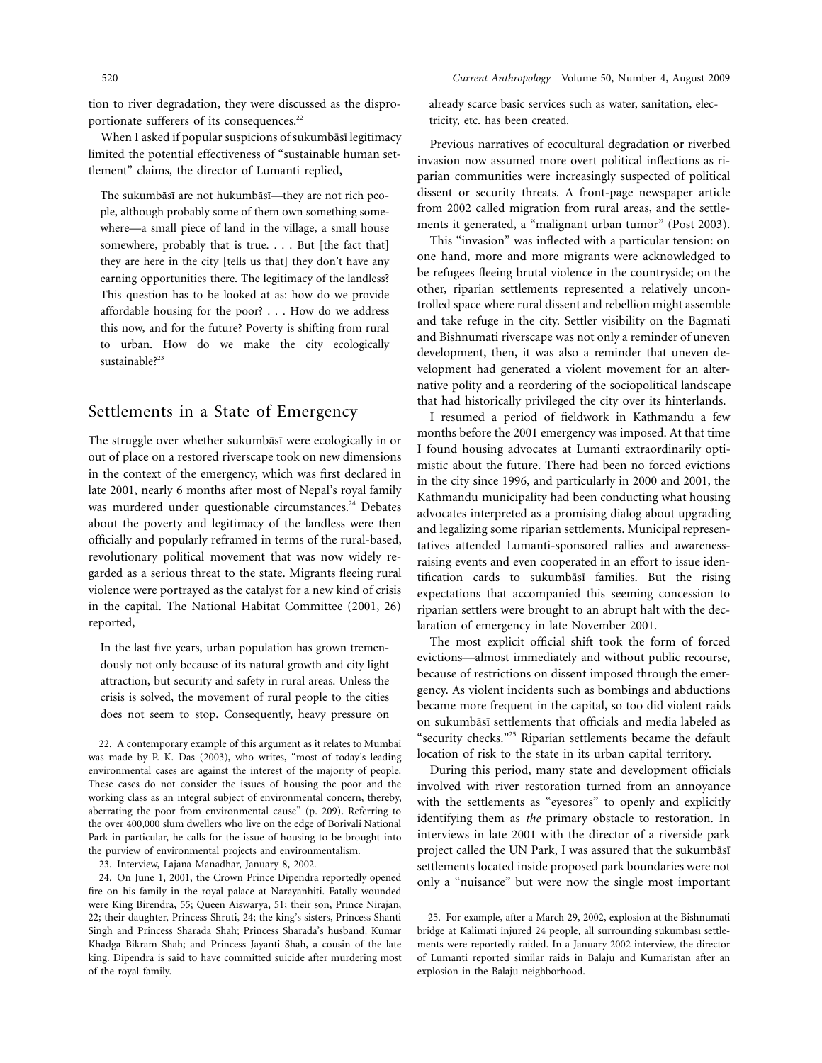tion to river degradation, they were discussed as the disproportionate sufferers of its consequences.[22]

When I asked if popular suspicions of sukumbāsī legitimacy limited the potential effectiveness of "sustainable human settlement" claims, the director of Lumanti replied,

> The sukumbāsī are not hukumbāsī—they are not rich people, although probably some of them own something somewhere—a small piece of land in the village, a small house somewhere, probably that is true. . . . But [the fact that] they are here in the city [tells us that] they don't have any earning opportunities there. The legitimacy of the landless? This question has to be looked at as: how do we provide affordable housing for the poor? . . . How do we address this now, and for the future? Poverty is shifting from rural to urban. How do we make the city ecologically sustainable?[23]

## Settlements in a State of Emergency

The struggle over whether sukumbāsī were ecologically in or out of place on a restored riverscape took on new dimensions in the context of the emergency, which was first declared in late 2001, nearly 6 months after most of Nepal's royal family was murdered under questionable circumstances.[24] Debates about the poverty and legitimacy of the landless were then officially and popularly reframed in terms of the rural-based, revolutionary political movement that was now widely regarded as a serious threat to the state. Migrants fleeing rural violence were portrayed as the catalyst for a new kind of crisis in the capital. The National Habitat Committee (2001, 26) reported,

> In the last five years, urban population has grown tremendously not only because of its natural growth and city light attraction, but security and safety in rural areas. Unless the crisis is solved, the movement of rural people to the cities does not seem to stop. Consequently, heavy pressure on already scarce basic services such as water, sanitation, electricity, etc. has been created.

Previous narratives of ecocultural degradation or riverbed invasion now assumed more overt political inflections as riparian communities were increasingly suspected of political dissent or security threats. A front-page newspaper article from 2002 called migration from rural areas, and the settlements it generated, a "malignant urban tumor" (Post 2003).

This "invasion" was inflected with a particular tension: on one hand, more and more migrants were acknowledged to be refugees fleeing brutal violence in the countryside; on the other, riparian settlements represented a relatively uncontrolled space where rural dissent and rebellion might assemble and take refuge in the city. Settler visibility on the Bagmati and Bishnumati riverscape was not only a reminder of uneven development, then, it was also a reminder that uneven development had generated a violent movement for an alternative polity and a reordering of the sociopolitical landscape that had historically privileged the city over its hinterlands.

I resumed a period of fieldwork in Kathmandu a few months before the 2001 emergency was imposed. At that time I found housing advocates at Lumanti extraordinarily optimistic about the future. There had been no forced evictions in the city since 1996, and particularly in 2000 and 2001, the Kathmandu municipality had been conducting what housing advocates interpreted as a promising dialog about upgrading and legalizing some riparian settlements. Municipal representatives attended Lumanti-sponsored rallies and awareness-raising events and even cooperated in an effort to issue identification cards to sukumbāsī families. But the rising expectations that accompanied this seeming concession to riparian settlers were brought to an abrupt halt with the declaration of emergency in late November 2001.

The most explicit official shift took the form of forced evictions—almost immediately and without public recourse, because of restrictions on dissent imposed through the emergency. As violent incidents such as bombings and abductions became more frequent in the capital, so too did violent raids on sukumbāsī settlements that officials and media labeled as "security checks."[25] Riparian settlements became the default location of risk to the state in its urban capital territory.

During this period, many state and development officials involved with river restoration turned from an annoyance with the settlements as "eyesores" to openly and explicitly identifying them as *the* primary obstacle to restoration. In interviews in late 2001 with the director of a riverside park project called the UN Park, I was assured that the sukumbāsī settlements located inside proposed park boundaries were not only a "nuisance" but were now the single most important

22. A contemporary example of this argument as it relates to Mumbai was made by P. K. Das (2003), who writes, "most of today's leading environmental cases are against the interest of the majority of people. These cases do not consider the issues of housing the poor and the working class as an integral subject of environmental concern, thereby, aberrating the poor from environmental cause" (p. 209). Referring to the over 400,000 slum dwellers who live on the edge of Borivali National Park in particular, he calls for the issue of housing to be brought into the purview of environmental projects and environmentalism.

23. Interview, Lajana Manadhar, January 8, 2002.

24. On June 1, 2001, the Crown Prince Dipendra reportedly opened fire on his family in the royal palace at Narayanhiti. Fatally wounded were King Birendra, 55; Queen Aiswarya, 51; their son, Prince Nirajan, 22; their daughter, Princess Shruti, 24; the king's sisters, Princess Shanti Singh and Princess Sharada Shah; Princess Sharada's husband, Kumar Khadga Bikram Shah; and Princess Jayanti Shah, a cousin of the late king. Dipendra is said to have committed suicide after murdering most of the royal family.

25. For example, after a March 29, 2002, explosion at the Bishnumati bridge at Kalimati injured 24 people, all surrounding sukumbāsī settlements were reportedly raided. In a January 2002 interview, the director of Lumanti reported similar raids in Balaju and Kumaristan after an explosion in the Balaju neighborhood.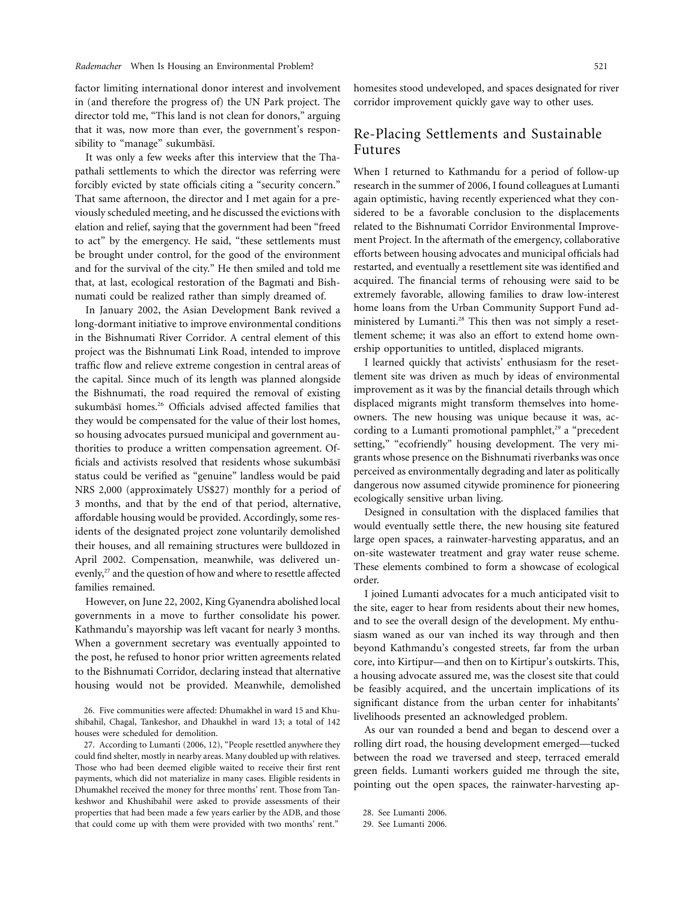factor limiting international donor interest and involvement in (and therefore the progress of) the UN Park project. The director told me, "This land is not clean for donors," arguing that it was, now more than ever, the government's responsibility to "manage" sukumbāsī.

It was only a few weeks after this interview that the Thapathali settlements to which the director was referring were forcibly evicted by state officials citing a "security concern." That same afternoon, the director and I met again for a previously scheduled meeting, and he discussed the evictions with elation and relief, saying that the government had been "freed to act" by the emergency. He said, "these settlements must be brought under control, for the good of the environment and for the survival of the city." He then smiled and told me that, at last, ecological restoration of the Bagmati and Bishnumati could be realized rather than simply dreamed of.

In January 2002, the Asian Development Bank revived a long-dormant initiative to improve environmental conditions in the Bishnumati River Corridor. A central element of this project was the Bishnumati Link Road, intended to improve traffic flow and relieve extreme congestion in central areas of the capital. Since much of its length was planned alongside the Bishnumati, the road required the removal of existing sukumbāsī homes.[26] Officials advised affected families that they would be compensated for the value of their lost homes, so housing advocates pursued municipal and government authorities to produce a written compensation agreement. Officials and activists resolved that residents whose sukumbāsī status could be verified as "genuine" landless would be paid NRS 2,000 (approximately US$27) monthly for a period of 3 months, and that by the end of that period, alternative, affordable housing would be provided. Accordingly, some residents of the designated project zone voluntarily demolished their houses, and all remaining structures were bulldozed in April 2002. Compensation, meanwhile, was delivered unevenly,[27] and the question of how and where to resettle affected families remained.

However, on June 22, 2002, King Gyanendra abolished local governments in a move to further consolidate his power. Kathmandu's mayorship was left vacant for nearly 3 months. When a government secretary was eventually appointed to the post, he refused to honor prior written agreements related to the Bishnumati Corridor, declaring instead that alternative housing would not be provided. Meanwhile, demolished homesites stood undeveloped, and spaces designated for river corridor improvement quickly gave way to other uses.

## Re-Placing Settlements and Sustainable Futures

When I returned to Kathmandu for a period of follow-up research in the summer of 2006, I found colleagues at Lumanti again optimistic, having recently experienced what they considered to be a favorable conclusion to the displacements related to the Bishnumati Corridor Environmental Improvement Project. In the aftermath of the emergency, collaborative efforts between housing advocates and municipal officials had restarted, and eventually a resettlement site was identified and acquired. The financial terms of rehousing were said to be extremely favorable, allowing families to draw low-interest home loans from the Urban Community Support Fund administered by Lumanti.[28] This then was not simply a resettlement scheme; it was also an effort to extend home ownership opportunities to untitled, displaced migrants.

I learned quickly that activists' enthusiasm for the resettlement site was driven as much by ideas of environmental improvement as it was by the financial details through which displaced migrants might transform themselves into homeowners. The new housing was unique because it was, according to a Lumanti promotional pamphlet,[29] a "precedent setting," "ecofriendly" housing development. The very migrants whose presence on the Bishnumati riverbanks was once perceived as environmentally degrading and later as politically dangerous now assumed citywide prominence for pioneering ecologically sensitive urban living.

Designed in consultation with the displaced families that would eventually settle there, the new housing site featured large open spaces, a rainwater-harvesting apparatus, and an on-site wastewater treatment and gray water reuse scheme. These elements combined to form a showcase of ecological order.

I joined Lumanti advocates for a much anticipated visit to the site, eager to hear from residents about their new homes, and to see the overall design of the development. My enthusiasm waned as our van inched its way through and then beyond Kathmandu's congested streets, far from the urban core, into Kirtipur—and then on to Kirtipur's outskirts. This, a housing advocate assured me, was the closest site that could be feasibly acquired, and the uncertain implications of its significant distance from the urban center for inhabitants' livelihoods presented an acknowledged problem.

As our van rounded a bend and began to descend over a rolling dirt road, the housing development emerged—tucked between the road we traversed and steep, terraced emerald green fields. Lumanti workers guided me through the site, pointing out the open spaces, the rainwater-harvesting ap-

26. Five communities were affected: Dhumakhel in ward 15 and Khushibahil, Chagal, Tankeshor, and Dhaukhel in ward 13; a total of 142 houses were scheduled for demolition.

27. According to Lumanti (2006, 12), "People resettled anywhere they could find shelter, mostly in nearby areas. Many doubled up with relatives. Those who had been deemed eligible waited to receive their first rent payments, which did not materialize in many cases. Eligible residents in Dhumakhel received the money for three months' rent. Those from Tankeshwor and Khushibahil were asked to provide assessments of their properties that had been made a few years earlier by the ADB, and those that could come up with them were provided with two months' rent."

28. See Lumanti 2006.

29. See Lumanti 2006.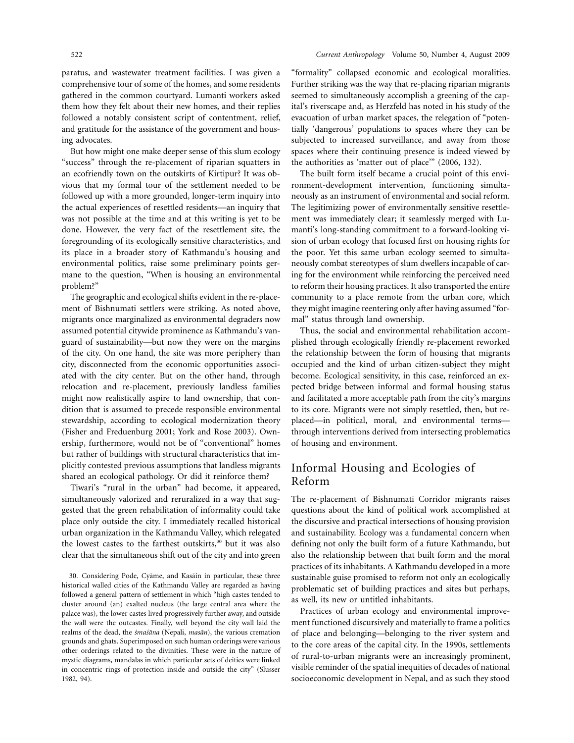paratus, and wastewater treatment facilities. I was given a comprehensive tour of some of the homes, and some residents gathered in the common courtyard. Lumanti workers asked them how they felt about their new homes, and their replies followed a notably consistent script of contentment, relief, and gratitude for the assistance of the government and housing advocates.

But how might one make deeper sense of this slum ecology "success" through the re-placement of riparian squatters in an ecofriendly town on the outskirts of Kirtipur? It was obvious that my formal tour of the settlement needed to be followed up with a more grounded, longer-term inquiry into the actual experiences of resettled residents—an inquiry that was not possible at the time and at this writing is yet to be done. However, the very fact of the resettlement site, the foregrounding of its ecologically sensitive characteristics, and its place in a broader story of Kathmandu's housing and environmental politics, raise some preliminary points germane to the question, "When is housing an environmental problem?"

The geographic and ecological shifts evident in the re-placement of Bishnumati settlers were striking. As noted above, migrants once marginalized as environmental degraders now assumed potential citywide prominence as Kathmandu's vanguard of sustainability—but now they were on the margins of the city. On one hand, the site was more periphery than city, disconnected from the economic opportunities associated with the city center. But on the other hand, through relocation and re-placement, previously landless families might now realistically aspire to land ownership, that condition that is assumed to precede responsible environmental stewardship, according to ecological modernization theory (Fisher and Freudenburg 2001; York and Rose 2003). Ownership, furthermore, would not be of "conventional" homes but rather of buildings with structural characteristics that implicitly contested previous assumptions that landless migrants shared an ecological pathology. Or did it reinforce them?

Tiwari's "rural in the urban" had become, it appeared, simultaneously valorized and reruralized in a way that suggested that the green rehabilitation of informality could take place only outside the city. I immediately recalled historical urban organization in the Kathmandu Valley, which relegated the lowest castes to the farthest outskirts,[30] but it was also clear that the simultaneous shift out of the city and into green "formality" collapsed economic and ecological moralities. Further striking was the way that re-placing riparian migrants seemed to simultaneously accomplish a greening of the capital's riverscape and, as Herzfeld has noted in his study of the evacuation of urban market spaces, the relegation of "potentially 'dangerous' populations to spaces where they can be subjected to increased surveillance, and away from those spaces where their continuing presence is indeed viewed by the authorities as 'matter out of place'" (2006, 132).

The built form itself became a crucial point of this environment-development intervention, functioning simultaneously as an instrument of environmental and social reform. The legitimizing power of environmentally sensitive resettlement was immediately clear; it seamlessly merged with Lumanti's long-standing commitment to a forward-looking vision of urban ecology that focused first on housing rights for the poor. Yet this same urban ecology seemed to simultaneously combat stereotypes of slum dwellers incapable of caring for the environment while reinforcing the perceived need to reform their housing practices. It also transported the entire community to a place remote from the urban core, which they might imagine reentering only after having assumed "formal" status through land ownership.

Thus, the social and environmental rehabilitation accomplished through ecologically friendly re-placement reworked the relationship between the form of housing that migrants occupied and the kind of urban citizen-subject they might become. Ecological sensitivity, in this case, reinforced an expected bridge between informal and formal housing status and facilitated a more acceptable path from the city's margins to its core. Migrants were not simply resettled, then, but re-placed—in political, moral, and environmental terms—through interventions derived from intersecting problematics of housing and environment.

## Informal Housing and Ecologies of Reform

The re-placement of Bishnumati Corridor migrants raises questions about the kind of political work accomplished at the discursive and practical intersections of housing provision and sustainability. Ecology was a fundamental concern when defining not only the built form of a future Kathmandu, but also the relationship between that built form and the moral practices of its inhabitants. A Kathmandu developed in a more sustainable guise promised to reform not only an ecologically problematic set of building practices and sites but perhaps, as well, its new or untitled inhabitants.

Practices of urban ecology and environmental improvement functioned discursively and materially to frame a politics of place and belonging—belonging to the river system and to the core areas of the capital city. In the 1990s, settlements of rural-to-urban migrants were an increasingly prominent, visible reminder of the spatial inequities of decades of national socioeconomic development in Nepal, and as such they stood

30. Considering Pode, Cyāme, and Kasāin in particular, these three historical walled cities of the Kathmandu Valley are regarded as having followed a general pattern of settlement in which "high castes tended to cluster around (an) exalted nucleus (the large central area where the palace was), the lower castes lived progressively further away, and outside the wall were the outcastes. Finally, well beyond the city wall laid the realms of the dead, the *śmaśāna* (Nepali, *masān*), the various cremation grounds and ghats. Superimposed on such human orderings were various other orderings related to the divinities. These were in the nature of mystic diagrams, mandalas in which particular sets of deities were linked in concentric rings of protection inside and outside the city" (Slusser 1982, 94).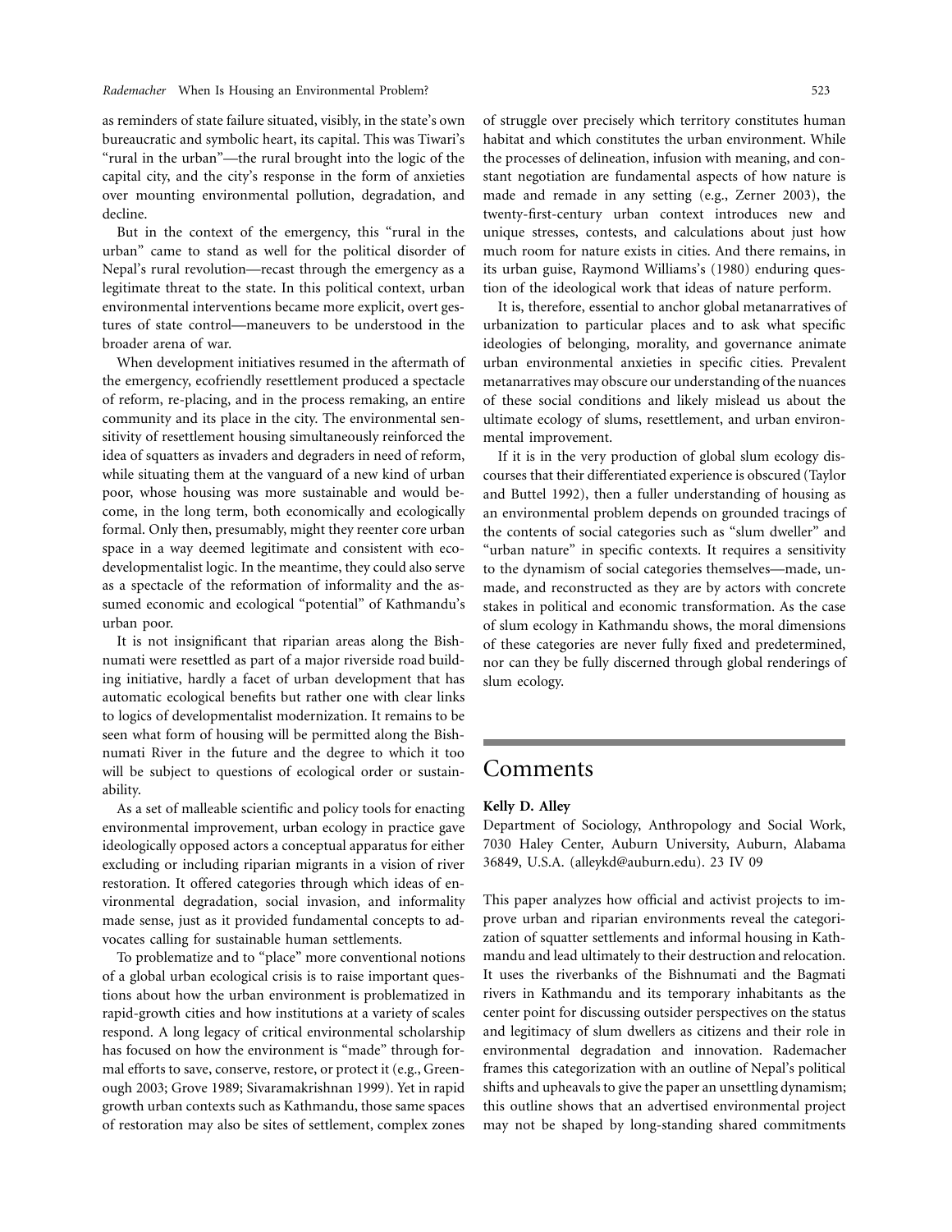as reminders of state failure situated, visibly, in the state's own bureaucratic and symbolic heart, its capital. This was Tiwari's "rural in the urban"—the rural brought into the logic of the capital city, and the city's response in the form of anxieties over mounting environmental pollution, degradation, and decline.

But in the context of the emergency, this "rural in the urban" came to stand as well for the political disorder of Nepal's rural revolution—recast through the emergency as a legitimate threat to the state. In this political context, urban environmental interventions became more explicit, overt gestures of state control—maneuvers to be understood in the broader arena of war.

When development initiatives resumed in the aftermath of the emergency, ecofriendly resettlement produced a spectacle of reform, re-placing, and in the process remaking, an entire community and its place in the city. The environmental sensitivity of resettlement housing simultaneously reinforced the idea of squatters as invaders and degraders in need of reform, while situating them at the vanguard of a new kind of urban poor, whose housing was more sustainable and would become, in the long term, both economically and ecologically formal. Only then, presumably, might they reenter core urban space in a way deemed legitimate and consistent with ecodevelopmentalist logic. In the meantime, they could also serve as a spectacle of the reformation of informality and the assumed economic and ecological "potential" of Kathmandu's urban poor.

It is not insignificant that riparian areas along the Bishnumati were resettled as part of a major riverside road building initiative, hardly a facet of urban development that has automatic ecological benefits but rather one with clear links to logics of developmentalist modernization. It remains to be seen what form of housing will be permitted along the Bishnumati River in the future and the degree to which it too will be subject to questions of ecological order or sustainability.

As a set of malleable scientific and policy tools for enacting environmental improvement, urban ecology in practice gave ideologically opposed actors a conceptual apparatus for either excluding or including riparian migrants in a vision of river restoration. It offered categories through which ideas of environmental degradation, social invasion, and informality made sense, just as it provided fundamental concepts to advocates calling for sustainable human settlements.

To problematize and to "place" more conventional notions of a global urban ecological crisis is to raise important questions about how the urban environment is problematized in rapid-growth cities and how institutions at a variety of scales respond. A long legacy of critical environmental scholarship has focused on how the environment is "made" through formal efforts to save, conserve, restore, or protect it (e.g., Greenough 2003; Grove 1989; Sivaramakrishnan 1999). Yet in rapid growth urban contexts such as Kathmandu, those same spaces of restoration may also be sites of settlement, complex zones of struggle over precisely which territory constitutes human habitat and which constitutes the urban environment. While the processes of delineation, infusion with meaning, and constant negotiation are fundamental aspects of how nature is made and remade in any setting (e.g., Zerner 2003), the twenty-first-century urban context introduces new and unique stresses, contests, and calculations about just how much room for nature exists in cities. And there remains, in its urban guise, Raymond Williams's (1980) enduring question of the ideological work that ideas of nature perform.

It is, therefore, essential to anchor global metanarratives of urbanization to particular places and to ask what specific ideologies of belonging, morality, and governance animate urban environmental anxieties in specific cities. Prevalent metanarratives may obscure our understanding of the nuances of these social conditions and likely mislead us about the ultimate ecology of slums, resettlement, and urban environmental improvement.

If it is in the very production of global slum ecology discourses that their differentiated experience is obscured (Taylor and Buttel 1992), then a fuller understanding of housing as an environmental problem depends on grounded tracings of the contents of social categories such as "slum dweller" and "urban nature" in specific contexts. It requires a sensitivity to the dynamism of social categories themselves—made, unmade, and reconstructed as they are by actors with concrete stakes in political and economic transformation. As the case of slum ecology in Kathmandu shows, the moral dimensions of these categories are never fully fixed and predetermined, nor can they be fully discerned through global renderings of slum ecology.

# Comments

**Kelly D. Alley**

Department of Sociology, Anthropology and Social Work, 7030 Haley Center, Auburn University, Auburn, Alabama 36849, U.S.A. (alleykd@auburn.edu). 23 IV 09

This paper analyzes how official and activist projects to improve urban and riparian environments reveal the categorization of squatter settlements and informal housing in Kathmandu and lead ultimately to their destruction and relocation. It uses the riverbanks of the Bishnumati and the Bagmati rivers in Kathmandu and its temporary inhabitants as the center point for discussing outsider perspectives on the status and legitimacy of slum dwellers as citizens and their role in environmental degradation and innovation. Rademacher frames this categorization with an outline of Nepal's political shifts and upheavals to give the paper an unsettling dynamism; this outline shows that an advertised environmental project may not be shaped by long-standing shared commitments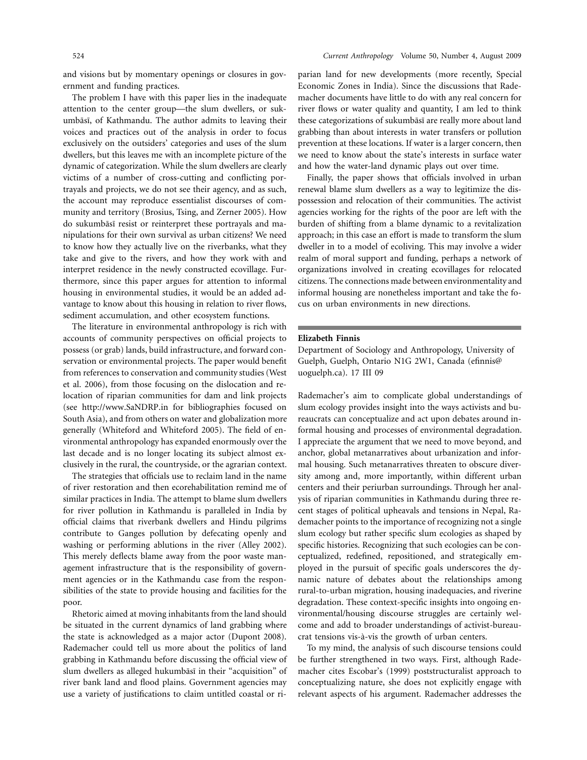and visions but by momentary openings or closures in government and funding practices.

The problem I have with this paper lies in the inadequate attention to the center group—the slum dwellers, or sukumbāsī, of Kathmandu. The author admits to leaving their voices and practices out of the analysis in order to focus exclusively on the outsiders' categories and uses of the slum dwellers, but this leaves me with an incomplete picture of the dynamic of categorization. While the slum dwellers are clearly victims of a number of cross-cutting and conflicting portrayals and projects, we do not see their agency, and as such, the account may reproduce essentialist discourses of community and territory (Brosius, Tsing, and Zerner 2005). How do sukumbāsī resist or reinterpret these portrayals and manipulations for their own survival as urban citizens? We need to know how they actually live on the riverbanks, what they take and give to the rivers, and how they work with and interpret residence in the newly constructed ecovillage. Furthermore, since this paper argues for attention to informal housing in environmental studies, it would be an added advantage to know about this housing in relation to river flows, sediment accumulation, and other ecosystem functions.

The literature in environmental anthropology is rich with accounts of community perspectives on official projects to possess (or grab) lands, build infrastructure, and forward conservation or environmental projects. The paper would benefit from references to conservation and community studies (West et al. 2006), from those focusing on the dislocation and relocation of riparian communities for dam and link projects (see http://www.SaNDRP.in for bibliographies focused on South Asia), and from others on water and globalization more generally (Whiteford and Whiteford 2005). The field of environmental anthropology has expanded enormously over the last decade and is no longer locating its subject almost exclusively in the rural, the countryside, or the agrarian context.

The strategies that officials use to reclaim land in the name of river restoration and then ecorehabilitation remind me of similar practices in India. The attempt to blame slum dwellers for river pollution in Kathmandu is paralleled in India by official claims that riverbank dwellers and Hindu pilgrims contribute to Ganges pollution by defecating openly and washing or performing ablutions in the river (Alley 2002). This merely deflects blame away from the poor waste management infrastructure that is the responsibility of government agencies or in the Kathmandu case from the responsibilities of the state to provide housing and facilities for the poor.

Rhetoric aimed at moving inhabitants from the land should be situated in the current dynamics of land grabbing where the state is acknowledged as a major actor (Dupont 2008). Rademacher could tell us more about the politics of land grabbing in Kathmandu before discussing the official view of slum dwellers as alleged hukumbāsī in their "acquisition" of river bank land and flood plains. Government agencies may use a variety of justifications to claim untitled coastal or riparian land for new developments (more recently, Special Economic Zones in India). Since the discussions that Rademacher documents have little to do with any real concern for river flows or water quality and quantity, I am led to think these categorizations of sukumbāsī are really more about land grabbing than about interests in water transfers or pollution prevention at these locations. If water is a larger concern, then we need to know about the state's interests in surface water and how the water-land dynamic plays out over time.

Finally, the paper shows that officials involved in urban renewal blame slum dwellers as a way to legitimize the dispossession and relocation of their communities. The activist agencies working for the rights of the poor are left with the burden of shifting from a blame dynamic to a revitalization approach; in this case an effort is made to transform the slum dweller in to a model of ecoliving. This may involve a wider realm of moral support and funding, perhaps a network of organizations involved in creating ecovillages for relocated citizens. The connections made between environmentality and informal housing are nonetheless important and take the focus on urban environments in new directions.

**Elizabeth Finnis**

Department of Sociology and Anthropology, University of Guelph, Guelph, Ontario N1G 2W1, Canada (efinnis@uoguelph.ca). 17 III 09

Rademacher's aim to complicate global understandings of slum ecology provides insight into the ways activists and bureaucrats can conceptualize and act upon debates around informal housing and processes of environmental degradation. I appreciate the argument that we need to move beyond, and anchor, global metanarratives about urbanization and informal housing. Such metanarratives threaten to obscure diversity among and, more importantly, within different urban centers and their periurban surroundings. Through her analysis of riparian communities in Kathmandu during three recent stages of political upheavals and tensions in Nepal, Rademacher points to the importance of recognizing not a single slum ecology but rather specific slum ecologies as shaped by specific histories. Recognizing that such ecologies can be conceptualized, redefined, repositioned, and strategically employed in the pursuit of specific goals underscores the dynamic nature of debates about the relationships among rural-to-urban migration, housing inadequacies, and riverine degradation. These context-specific insights into ongoing environmental/housing discourse struggles are certainly welcome and add to broader understandings of activist-bureaucrat tensions vis-à-vis the growth of urban centers.

To my mind, the analysis of such discourse tensions could be further strengthened in two ways. First, although Rademacher cites Escobar's (1999) poststructuralist approach to conceptualizing nature, she does not explicitly engage with relevant aspects of his argument. Rademacher addresses the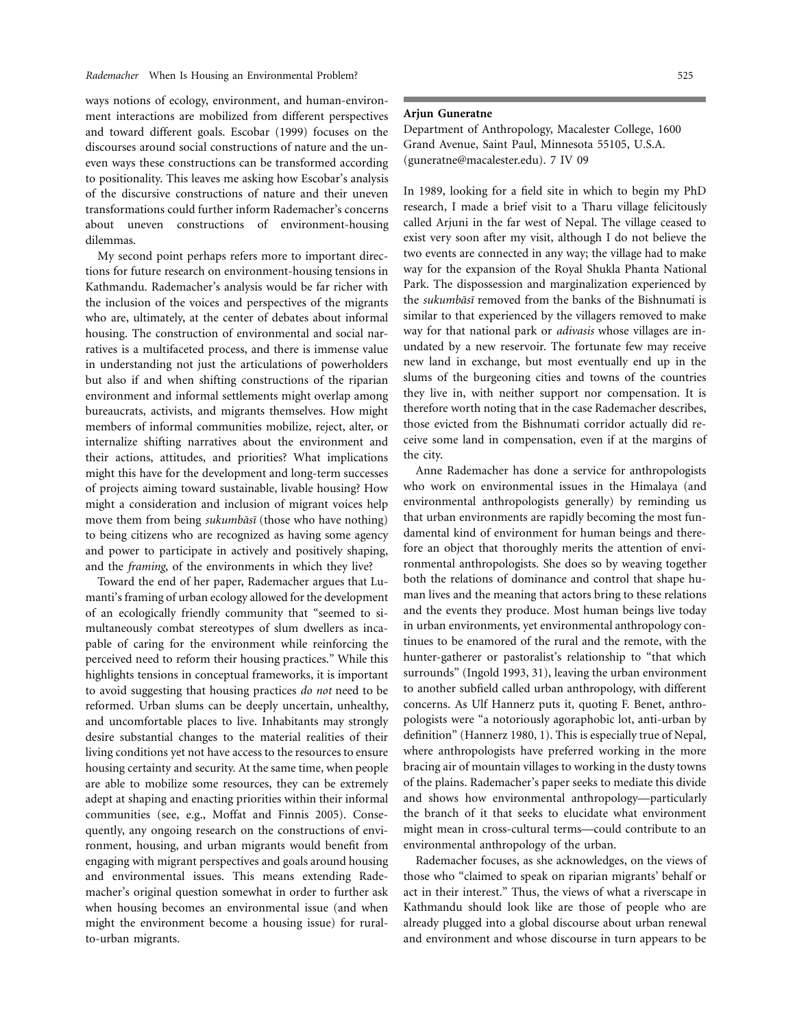ways notions of ecology, environment, and human-environment interactions are mobilized from different perspectives and toward different goals. Escobar (1999) focuses on the discourses around social constructions of nature and the uneven ways these constructions can be transformed according to positionality. This leaves me asking how Escobar's analysis of the discursive constructions of nature and their uneven transformations could further inform Rademacher's concerns about uneven constructions of environment-housing dilemmas.

My second point perhaps refers more to important directions for future research on environment-housing tensions in Kathmandu. Rademacher's analysis would be far richer with the inclusion of the voices and perspectives of the migrants who are, ultimately, at the center of debates about informal housing. The construction of environmental and social narratives is a multifaceted process, and there is immense value in understanding not just the articulations of powerholders but also if and when shifting constructions of the riparian environment and informal settlements might overlap among bureaucrats, activists, and migrants themselves. How might members of informal communities mobilize, reject, alter, or internalize shifting narratives about the environment and their actions, attitudes, and priorities? What implications might this have for the development and long-term successes of projects aiming toward sustainable, livable housing? How might a consideration and inclusion of migrant voices help move them from being *sukumbāsī* (those who have nothing) to being citizens who are recognized as having some agency and power to participate in actively and positively shaping, and the *framing*, of the environments in which they live?

Toward the end of her paper, Rademacher argues that Lumanti's framing of urban ecology allowed for the development of an ecologically friendly community that "seemed to simultaneously combat stereotypes of slum dwellers as incapable of caring for the environment while reinforcing the perceived need to reform their housing practices." While this highlights tensions in conceptual frameworks, it is important to avoid suggesting that housing practices *do not* need to be reformed. Urban slums can be deeply uncertain, unhealthy, and uncomfortable places to live. Inhabitants may strongly desire substantial changes to the material realities of their living conditions yet not have access to the resources to ensure housing certainty and security. At the same time, when people are able to mobilize some resources, they can be extremely adept at shaping and enacting priorities within their informal communities (see, e.g., Moffat and Finnis 2005). Consequently, any ongoing research on the constructions of environment, housing, and urban migrants would benefit from engaging with migrant perspectives and goals around housing and environmental issues. This means extending Rademacher's original question somewhat in order to further ask when housing becomes an environmental issue (and when might the environment become a housing issue) for rural-to-urban migrants.

**Arjun Guneratne**

Department of Anthropology, Macalester College, 1600 Grand Avenue, Saint Paul, Minnesota 55105, U.S.A. (guneratne@macalester.edu). 7 IV 09

In 1989, looking for a field site in which to begin my PhD research, I made a brief visit to a Tharu village felicitously called Arjuni in the far west of Nepal. The village ceased to exist very soon after my visit, although I do not believe the two events are connected in any way; the village had to make way for the expansion of the Royal Shukla Phanta National Park. The dispossession and marginalization experienced by the *sukumbāsī* removed from the banks of the Bishnumati is similar to that experienced by the villagers removed to make way for that national park or *adivasis* whose villages are inundated by a new reservoir. The fortunate few may receive new land in exchange, but most eventually end up in the slums of the burgeoning cities and towns of the countries they live in, with neither support nor compensation. It is therefore worth noting that in the case Rademacher describes, those evicted from the Bishnumati corridor actually did receive some land in compensation, even if at the margins of the city.

Anne Rademacher has done a service for anthropologists who work on environmental issues in the Himalaya (and environmental anthropologists generally) by reminding us that urban environments are rapidly becoming the most fundamental kind of environment for human beings and therefore an object that thoroughly merits the attention of environmental anthropologists. She does so by weaving together both the relations of dominance and control that shape human lives and the meaning that actors bring to these relations and the events they produce. Most human beings live today in urban environments, yet environmental anthropology continues to be enamored of the rural and the remote, with the hunter-gatherer or pastoralist's relationship to "that which surrounds" (Ingold 1993, 31), leaving the urban environment to another subfield called urban anthropology, with different concerns. As Ulf Hannerz puts it, quoting F. Benet, anthropologists were "a notoriously agoraphobic lot, anti-urban by definition" (Hannerz 1980, 1). This is especially true of Nepal, where anthropologists have preferred working in the more bracing air of mountain villages to working in the dusty towns of the plains. Rademacher's paper seeks to mediate this divide and shows how environmental anthropology—particularly the branch of it that seeks to elucidate what environment might mean in cross-cultural terms—could contribute to an environmental anthropology of the urban.

Rademacher focuses, as she acknowledges, on the views of those who "claimed to speak on riparian migrants' behalf or act in their interest." Thus, the views of what a riverscape in Kathmandu should look like are those of people who are already plugged into a global discourse about urban renewal and environment and whose discourse in turn appears to be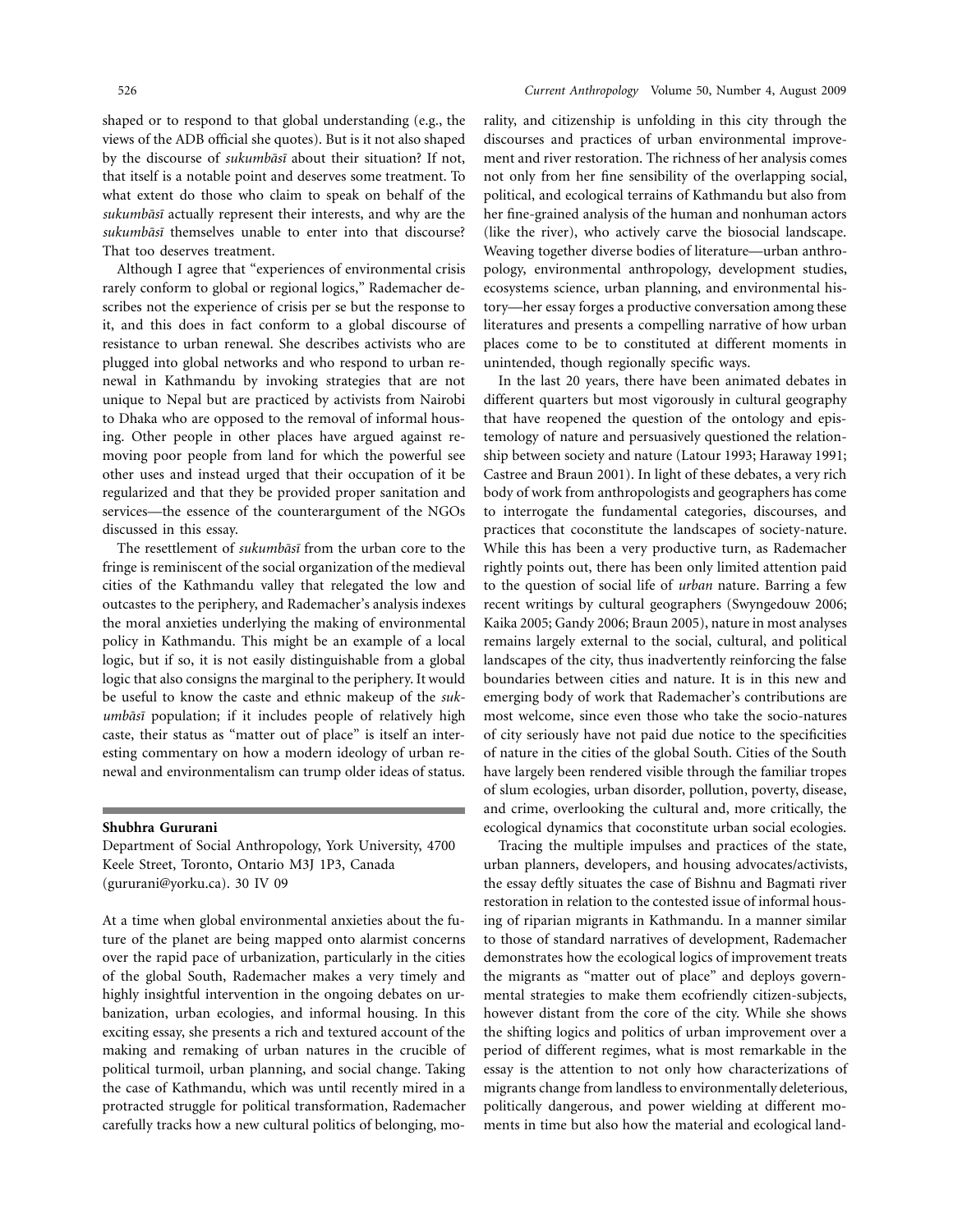shaped or to respond to that global understanding (e.g., the views of the ADB official she quotes). But is it not also shaped by the discourse of *sukumbāsī* about their situation? If not, that itself is a notable point and deserves some treatment. To what extent do those who claim to speak on behalf of the *sukumbāsī* actually represent their interests, and why are the *sukumbāsī* themselves unable to enter into that discourse? That too deserves treatment.

Although I agree that "experiences of environmental crisis rarely conform to global or regional logics," Rademacher describes not the experience of crisis per se but the response to it, and this does in fact conform to a global discourse of resistance to urban renewal. She describes activists who are plugged into global networks and who respond to urban renewal in Kathmandu by invoking strategies that are not unique to Nepal but are practiced by activists from Nairobi to Dhaka who are opposed to the removal of informal housing. Other people in other places have argued against removing poor people from land for which the powerful see other uses and instead urged that their occupation of it be regularized and that they be provided proper sanitation and services—the essence of the counterargument of the NGOs discussed in this essay.

The resettlement of *sukumbāsī* from the urban core to the fringe is reminiscent of the social organization of the medieval cities of the Kathmandu valley that relegated the low and outcastes to the periphery, and Rademacher's analysis indexes the moral anxieties underlying the making of environmental policy in Kathmandu. This might be an example of a local logic, but if so, it is not easily distinguishable from a global logic that also consigns the marginal to the periphery. It would be useful to know the caste and ethnic makeup of the *sukumbāsī* population; if it includes people of relatively high caste, their status as "matter out of place" is itself an interesting commentary on how a modern ideology of urban renewal and environmentalism can trump older ideas of status.

**Shubhra Gururani**

Department of Social Anthropology, York University, 4700 Keele Street, Toronto, Ontario M3J 1P3, Canada (gururani@yorku.ca). 30 IV 09

At a time when global environmental anxieties about the future of the planet are being mapped onto alarmist concerns over the rapid pace of urbanization, particularly in the cities of the global South, Rademacher makes a very timely and highly insightful intervention in the ongoing debates on urbanization, urban ecologies, and informal housing. In this exciting essay, she presents a rich and textured account of the making and remaking of urban natures in the crucible of political turmoil, urban planning, and social change. Taking the case of Kathmandu, which was until recently mired in a protracted struggle for political transformation, Rademacher carefully tracks how a new cultural politics of belonging, morality, and citizenship is unfolding in this city through the discourses and practices of urban environmental improvement and river restoration. The richness of her analysis comes not only from her fine sensibility of the overlapping social, political, and ecological terrains of Kathmandu but also from her fine-grained analysis of the human and nonhuman actors (like the river), who actively carve the biosocial landscape. Weaving together diverse bodies of literature—urban anthropology, environmental anthropology, development studies, ecosystems science, urban planning, and environmental history—her essay forges a productive conversation among these literatures and presents a compelling narrative of how urban places come to be to constituted at different moments in unintended, though regionally specific ways.

In the last 20 years, there have been animated debates in different quarters but most vigorously in cultural geography that have reopened the question of the ontology and epistemology of nature and persuasively questioned the relationship between society and nature (Latour 1993; Haraway 1991; Castree and Braun 2001). In light of these debates, a very rich body of work from anthropologists and geographers has come to interrogate the fundamental categories, discourses, and practices that coconstitute the landscapes of society-nature. While this has been a very productive turn, as Rademacher rightly points out, there has been only limited attention paid to the question of social life of *urban* nature. Barring a few recent writings by cultural geographers (Swyngedouw 2006; Kaika 2005; Gandy 2006; Braun 2005), nature in most analyses remains largely external to the social, cultural, and political landscapes of the city, thus inadvertently reinforcing the false boundaries between cities and nature. It is in this new and emerging body of work that Rademacher's contributions are most welcome, since even those who take the socio-natures of city seriously have not paid due notice to the specificities of nature in the cities of the global South. Cities of the South have largely been rendered visible through the familiar tropes of slum ecologies, urban disorder, pollution, poverty, disease, and crime, overlooking the cultural and, more critically, the ecological dynamics that coconstitute urban social ecologies.

Tracing the multiple impulses and practices of the state, urban planners, developers, and housing advocates/activists, the essay deftly situates the case of Bishnu and Bagmati river restoration in relation to the contested issue of informal housing of riparian migrants in Kathmandu. In a manner similar to those of standard narratives of development, Rademacher demonstrates how the ecological logics of improvement treats the migrants as "matter out of place" and deploys governmental strategies to make them ecofriendly citizen-subjects, however distant from the core of the city. While she shows the shifting logics and politics of urban improvement over a period of different regimes, what is most remarkable in the essay is the attention to not only how characterizations of migrants change from landless to environmentally deleterious, politically dangerous, and power wielding at different moments in time but also how the material and ecological land-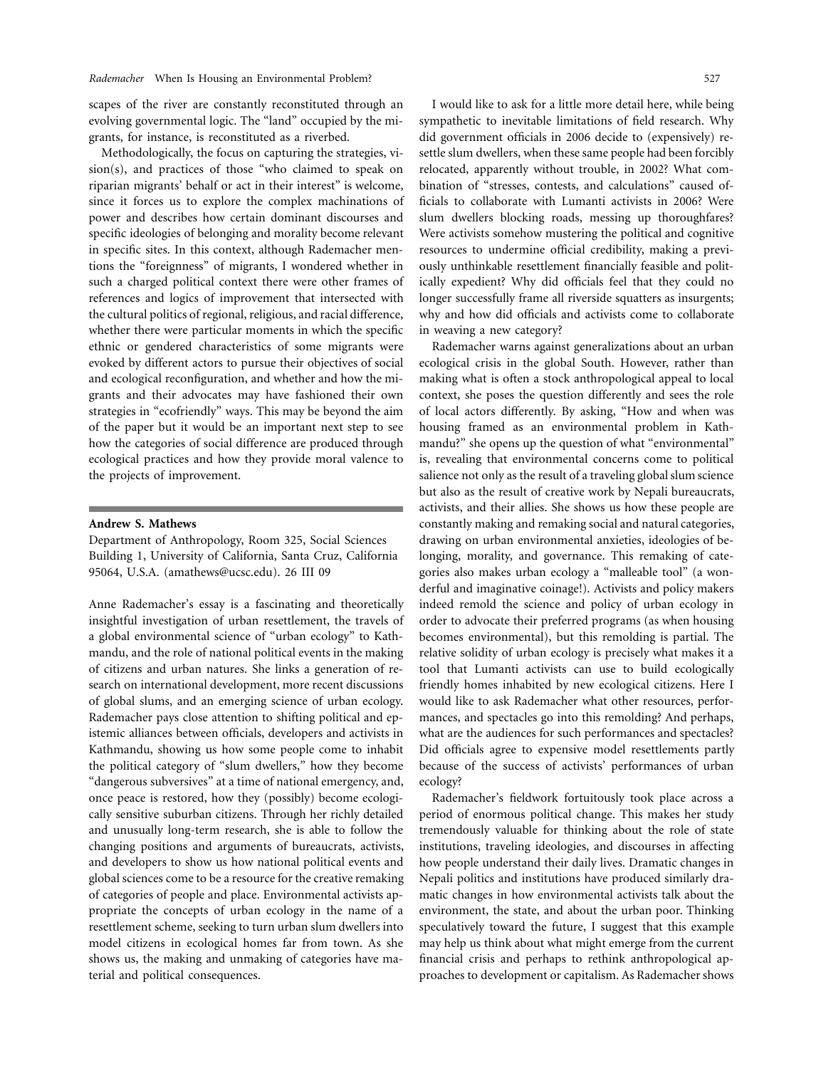scapes of the river are constantly reconstituted through an evolving governmental logic. The "land" occupied by the migrants, for instance, is reconstituted as a riverbed.

Methodologically, the focus on capturing the strategies, vision(s), and practices of those "who claimed to speak on riparian migrants' behalf or act in their interest" is welcome, since it forces us to explore the complex machinations of power and describes how certain dominant discourses and specific ideologies of belonging and morality become relevant in specific sites. In this context, although Rademacher mentions the "foreignness" of migrants, I wondered whether in such a charged political context there were other frames of references and logics of improvement that intersected with the cultural politics of regional, religious, and racial difference, whether there were particular moments in which the specific ethnic or gendered characteristics of some migrants were evoked by different actors to pursue their objectives of social and ecological reconfiguration, and whether and how the migrants and their advocates may have fashioned their own strategies in "ecofriendly" ways. This may be beyond the aim of the paper but it would be an important next step to see how the categories of social difference are produced through ecological practices and how they provide moral valence to the projects of improvement.

## Andrew S. Mathews

Department of Anthropology, Room 325, Social Sciences Building 1, University of California, Santa Cruz, California 95064, U.S.A. (amathews@ucsc.edu). 26 III 09

Anne Rademacher's essay is a fascinating and theoretically insightful investigation of urban resettlement, the travels of a global environmental science of "urban ecology" to Kathmandu, and the role of national political events in the making of citizens and urban natures. She links a generation of research on international development, more recent discussions of global slums, and an emerging science of urban ecology. Rademacher pays close attention to shifting political and epistemic alliances between officials, developers and activists in Kathmandu, showing us how some people come to inhabit the political category of "slum dwellers," how they become "dangerous subversives" at a time of national emergency, and, once peace is restored, how they (possibly) become ecologically sensitive suburban citizens. Through her richly detailed and unusually long-term research, she is able to follow the changing positions and arguments of bureaucrats, activists, and developers to show us how national political events and global sciences come to be a resource for the creative remaking of categories of people and place. Environmental activists appropriate the concepts of urban ecology in the name of a resettlement scheme, seeking to turn urban slum dwellers into model citizens in ecological homes far from town. As she shows us, the making and unmaking of categories have material and political consequences.

I would like to ask for a little more detail here, while being sympathetic to inevitable limitations of field research. Why did government officials in 2006 decide to (expensively) resettle slum dwellers, when these same people had been forcibly relocated, apparently without trouble, in 2002? What combination of "stresses, contests, and calculations" caused officials to collaborate with Lumanti activists in 2006? Were slum dwellers blocking roads, messing up thoroughfares? Were activists somehow mustering the political and cognitive resources to undermine official credibility, making a previously unthinkable resettlement financially feasible and politically expedient? Why did officials feel that they could no longer successfully frame all riverside squatters as insurgents; why and how did officials and activists come to collaborate in weaving a new category?

Rademacher warns against generalizations about an urban ecological crisis in the global South. However, rather than making what is often a stock anthropological appeal to local context, she poses the question differently and sees the role of local actors differently. By asking, "How and when was housing framed as an environmental problem in Kathmandu?" she opens up the question of what "environmental" is, revealing that environmental concerns come to political salience not only as the result of a traveling global slum science but also as the result of creative work by Nepali bureaucrats, activists, and their allies. She shows us how these people are constantly making and remaking social and natural categories, drawing on urban environmental anxieties, ideologies of belonging, morality, and governance. This remaking of categories also makes urban ecology a "malleable tool" (a wonderful and imaginative coinage!). Activists and policy makers indeed remold the science and policy of urban ecology in order to advocate their preferred programs (as when housing becomes environmental), but this remolding is partial. The relative solidity of urban ecology is precisely what makes it a tool that Lumanti activists can use to build ecologically friendly homes inhabited by new ecological citizens. Here I would like to ask Rademacher what other resources, performances, and spectacles go into this remolding? And perhaps, what are the audiences for such performances and spectacles? Did officials agree to expensive model resettlements partly because of the success of activists' performances of urban ecology?

Rademacher's fieldwork fortuitously took place across a period of enormous political change. This makes her study tremendously valuable for thinking about the role of state institutions, traveling ideologies, and discourses in affecting how people understand their daily lives. Dramatic changes in Nepali politics and institutions have produced similarly dramatic changes in how environmental activists talk about the environment, the state, and about the urban poor. Thinking speculatively toward the future, I suggest that this example may help us think about what might emerge from the current financial crisis and perhaps to rethink anthropological approaches to development or capitalism. As Rademacher shows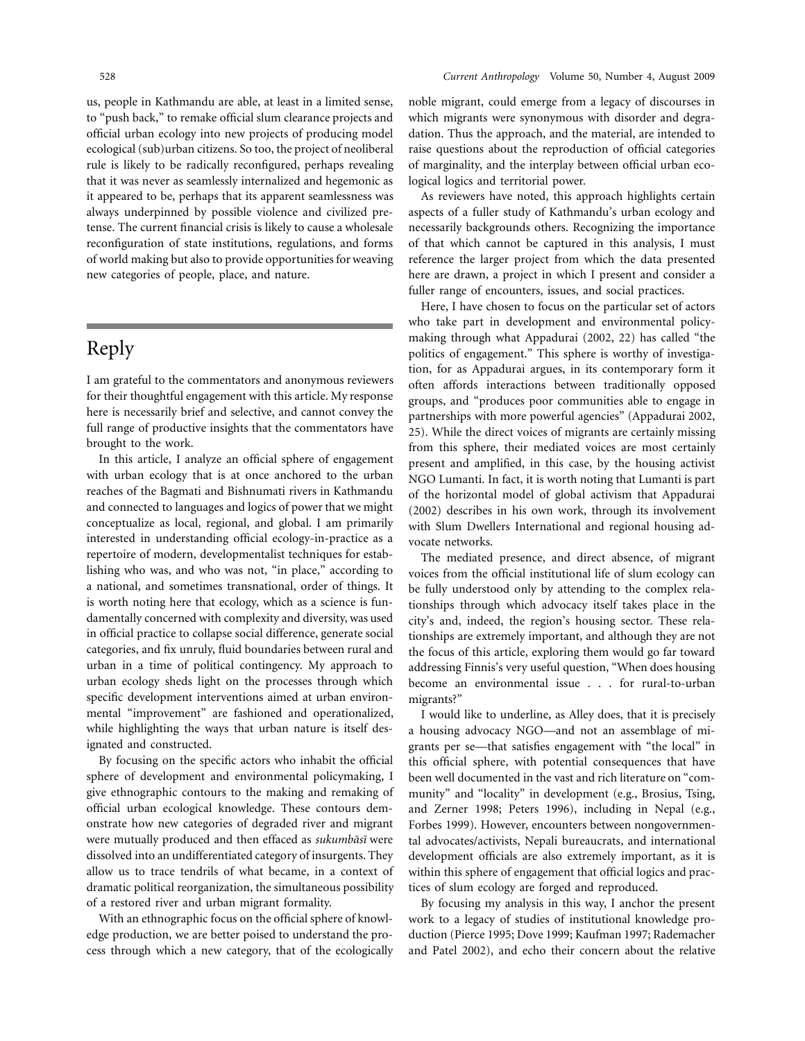us, people in Kathmandu are able, at least in a limited sense, to "push back," to remake official slum clearance projects and official urban ecology into new projects of producing model ecological (sub)urban citizens. So too, the project of neoliberal rule is likely to be radically reconfigured, perhaps revealing that it was never as seamlessly internalized and hegemonic as it appeared to be, perhaps that its apparent seamlessness was always underpinned by possible violence and civilized pretense. The current financial crisis is likely to cause a wholesale reconfiguration of state institutions, regulations, and forms of world making but also to provide opportunities for weaving new categories of people, place, and nature.

# Reply

I am grateful to the commentators and anonymous reviewers for their thoughtful engagement with this article. My response here is necessarily brief and selective, and cannot convey the full range of productive insights that the commentators have brought to the work.

In this article, I analyze an official sphere of engagement with urban ecology that is at once anchored to the urban reaches of the Bagmati and Bishnumati rivers in Kathmandu and connected to languages and logics of power that we might conceptualize as local, regional, and global. I am primarily interested in understanding official ecology-in-practice as a repertoire of modern, developmentalist techniques for establishing who was, and who was not, "in place," according to a national, and sometimes transnational, order of things. It is worth noting here that ecology, which as a science is fundamentally concerned with complexity and diversity, was used in official practice to collapse social difference, generate social categories, and fix unruly, fluid boundaries between rural and urban in a time of political contingency. My approach to urban ecology sheds light on the processes through which specific development interventions aimed at urban environmental "improvement" are fashioned and operationalized, while highlighting the ways that urban nature is itself designated and constructed.

By focusing on the specific actors who inhabit the official sphere of development and environmental policymaking, I give ethnographic contours to the making and remaking of official urban ecological knowledge. These contours demonstrate how new categories of degraded river and migrant were mutually produced and then effaced as *sukumbāsī* were dissolved into an undifferentiated category of insurgents. They allow us to trace tendrils of what became, in a context of dramatic political reorganization, the simultaneous possibility of a restored river and urban migrant formality.

With an ethnographic focus on the official sphere of knowledge production, we are better poised to understand the process through which a new category, that of the ecologically noble migrant, could emerge from a legacy of discourses in which migrants were synonymous with disorder and degradation. Thus the approach, and the material, are intended to raise questions about the reproduction of official categories of marginality, and the interplay between official urban ecological logics and territorial power.

As reviewers have noted, this approach highlights certain aspects of a fuller study of Kathmandu's urban ecology and necessarily backgrounds others. Recognizing the importance of that which cannot be captured in this analysis, I must reference the larger project from which the data presented here are drawn, a project in which I present and consider a fuller range of encounters, issues, and social practices.

Here, I have chosen to focus on the particular set of actors who take part in development and environmental policymaking through what Appadurai (2002, 22) has called "the politics of engagement." This sphere is worthy of investigation, for as Appadurai argues, in its contemporary form it often affords interactions between traditionally opposed groups, and "produces poor communities able to engage in partnerships with more powerful agencies" (Appadurai 2002, 25). While the direct voices of migrants are certainly missing from this sphere, their mediated voices are most certainly present and amplified, in this case, by the housing activist NGO Lumanti. In fact, it is worth noting that Lumanti is part of the horizontal model of global activism that Appadurai (2002) describes in his own work, through its involvement with Slum Dwellers International and regional housing advocate networks.

The mediated presence, and direct absence, of migrant voices from the official institutional life of slum ecology can be fully understood only by attending to the complex relationships through which advocacy itself takes place in the city's and, indeed, the region's housing sector. These relationships are extremely important, and although they are not the focus of this article, exploring them would go far toward addressing Finnis's very useful question, "When does housing become an environmental issue . . . for rural-to-urban migrants?"

I would like to underline, as Alley does, that it is precisely a housing advocacy NGO—and not an assemblage of migrants per se—that satisfies engagement with "the local" in this official sphere, with potential consequences that have been well documented in the vast and rich literature on "community" and "locality" in development (e.g., Brosius, Tsing, and Zerner 1998; Peters 1996), including in Nepal (e.g., Forbes 1999). However, encounters between nongovernmental advocates/activists, Nepali bureaucrats, and international development officials are also extremely important, as it is within this sphere of engagement that official logics and practices of slum ecology are forged and reproduced.

By focusing my analysis in this way, I anchor the present work to a legacy of studies of institutional knowledge production (Pierce 1995; Dove 1999; Kaufman 1997; Rademacher and Patel 2002), and echo their concern about the relative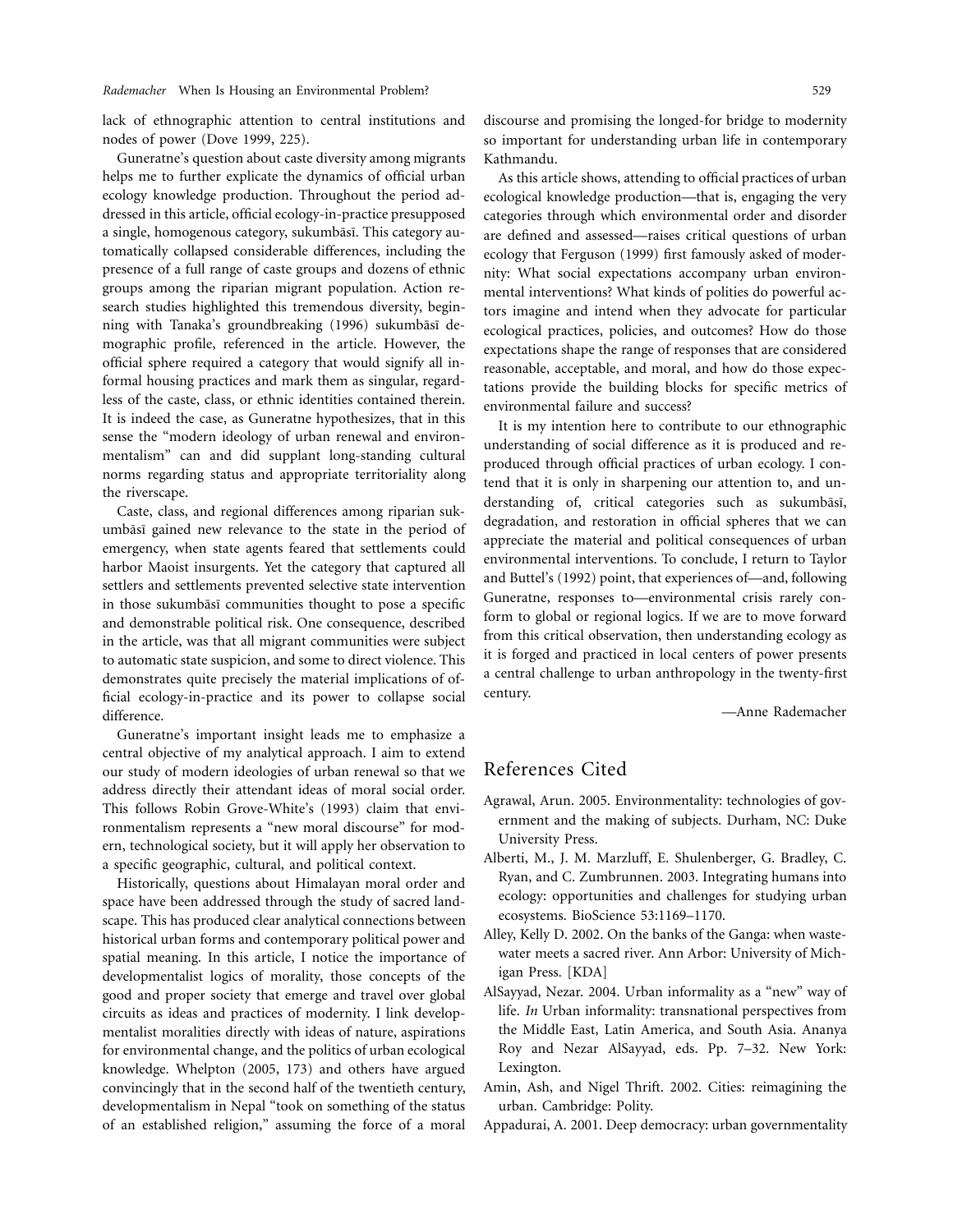lack of ethnographic attention to central institutions and nodes of power (Dove 1999, 225).

Guneratne's question about caste diversity among migrants helps me to further explicate the dynamics of official urban ecology knowledge production. Throughout the period addressed in this article, official ecology-in-practice presupposed a single, homogenous category, sukumbāsī. This category automatically collapsed considerable differences, including the presence of a full range of caste groups and dozens of ethnic groups among the riparian migrant population. Action research studies highlighted this tremendous diversity, beginning with Tanaka's groundbreaking (1996) sukumbāsī demographic profile, referenced in the article. However, the official sphere required a category that would signify all informal housing practices and mark them as singular, regardless of the caste, class, or ethnic identities contained therein. It is indeed the case, as Guneratne hypothesizes, that in this sense the "modern ideology of urban renewal and environmentalism" can and did supplant long-standing cultural norms regarding status and appropriate territoriality along the riverscape.

Caste, class, and regional differences among riparian sukumbāsī gained new relevance to the state in the period of emergency, when state agents feared that settlements could harbor Maoist insurgents. Yet the category that captured all settlers and settlements prevented selective state intervention in those sukumbāsī communities thought to pose a specific and demonstrable political risk. One consequence, described in the article, was that all migrant communities were subject to automatic state suspicion, and some to direct violence. This demonstrates quite precisely the material implications of official ecology-in-practice and its power to collapse social difference.

Guneratne's important insight leads me to emphasize a central objective of my analytical approach. I aim to extend our study of modern ideologies of urban renewal so that we address directly their attendant ideas of moral social order. This follows Robin Grove-White's (1993) claim that environmentalism represents a "new moral discourse" for modern, technological society, but it will apply her observation to a specific geographic, cultural, and political context.

Historically, questions about Himalayan moral order and space have been addressed through the study of sacred landscape. This has produced clear analytical connections between historical urban forms and contemporary political power and spatial meaning. In this article, I notice the importance of developmentalist logics of morality, those concepts of the good and proper society that emerge and travel over global circuits as ideas and practices of modernity. I link developmentalist moralities directly with ideas of nature, aspirations for environmental change, and the politics of urban ecological knowledge. Whelpton (2005, 173) and others have argued convincingly that in the second half of the twentieth century, developmentalism in Nepal "took on something of the status of an established religion," assuming the force of a moral discourse and promising the longed-for bridge to modernity so important for understanding urban life in contemporary Kathmandu.

As this article shows, attending to official practices of urban ecological knowledge production—that is, engaging the very categories through which environmental order and disorder are defined and assessed—raises critical questions of urban ecology that Ferguson (1999) first famously asked of modernity: What social expectations accompany urban environmental interventions? What kinds of polities do powerful actors imagine and intend when they advocate for particular ecological practices, policies, and outcomes? How do those expectations shape the range of responses that are considered reasonable, acceptable, and moral, and how do those expectations provide the building blocks for specific metrics of environmental failure and success?

It is my intention here to contribute to our ethnographic understanding of social difference as it is produced and reproduced through official practices of urban ecology. I contend that it is only in sharpening our attention to, and understanding of, critical categories such as sukumbāsī, degradation, and restoration in official spheres that we can appreciate the material and political consequences of urban environmental interventions. To conclude, I return to Taylor and Buttel's (1992) point, that experiences of—and, following Guneratne, responses to—environmental crisis rarely conform to global or regional logics. If we are to move forward from this critical observation, then understanding ecology as it is forged and practiced in local centers of power presents a central challenge to urban anthropology in the twenty-first century.

—Anne Rademacher

## References Cited

Agrawal, Arun. 2005. Environmentality: technologies of government and the making of subjects. Durham, NC: Duke University Press.

Alberti, M., J. M. Marzluff, E. Shulenberger, G. Bradley, C. Ryan, and C. Zumbrunnen. 2003. Integrating humans into ecology: opportunities and challenges for studying urban ecosystems. BioScience 53:1169–1170.

Alley, Kelly D. 2002. On the banks of the Ganga: when wastewater meets a sacred river. Ann Arbor: University of Michigan Press. [KDA]

AlSayyad, Nezar. 2004. Urban informality as a "new" way of life. *In* Urban informality: transnational perspectives from the Middle East, Latin America, and South Asia. Ananya Roy and Nezar AlSayyad, eds. Pp. 7–32. New York: Lexington.

Amin, Ash, and Nigel Thrift. 2002. Cities: reimagining the urban. Cambridge: Polity.

Appadurai, A. 2001. Deep democracy: urban governmentality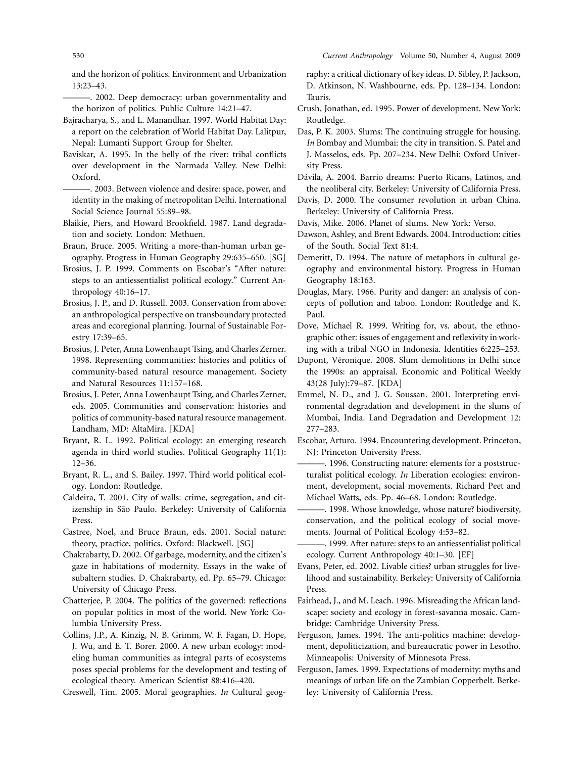and the horizon of politics. Environment and Urbanization 13:23–43.

———. 2002. Deep democracy: urban governmentality and the horizon of politics. Public Culture 14:21–47.

Bajracharya, S., and L. Manandhar. 1997. World Habitat Day: a report on the celebration of World Habitat Day. Lalitpur, Nepal: Lumanti Support Group for Shelter.

Baviskar, A. 1995. In the belly of the river: tribal conflicts over development in the Narmada Valley. New Delhi: Oxford.

———. 2003. Between violence and desire: space, power, and identity in the making of metropolitan Delhi. International Social Science Journal 55:89–98.

Blaikie, Piers, and Howard Brookfield. 1987. Land degradation and society. London: Methuen.

Braun, Bruce. 2005. Writing a more-than-human urban geography. Progress in Human Geography 29:635–650. [SG]

Brosius, J. P. 1999. Comments on Escobar's "After nature: steps to an antiessentialist political ecology." Current Anthropology 40:16–17.

Brosius, J. P., and D. Russell. 2003. Conservation from above: an anthropological perspective on transboundary protected areas and ecoregional planning. Journal of Sustainable Forestry 17:39–65.

Brosius, J. Peter, Anna Lowenhaupt Tsing, and Charles Zerner. 1998. Representing communities: histories and politics of community-based natural resource management. Society and Natural Resources 11:157–168.

Brosius, J. Peter, Anna Lowenhaupt Tsing, and Charles Zerner, eds. 2005. Communities and conservation: histories and politics of community-based natural resource management. Landham, MD: AltaMira. [KDA]

Bryant, R. L. 1992. Political ecology: an emerging research agenda in third world studies. Political Geography 11(1): 12–36.

Bryant, R. L., and S. Bailey. 1997. Third world political ecology. London: Routledge.

Caldeira, T. 2001. City of walls: crime, segregation, and citizenship in São Paulo. Berkeley: University of California Press.

Castree, Noel, and Bruce Braun, eds. 2001. Social nature: theory, practice, politics. Oxford: Blackwell. [SG]

Chakrabarty, D. 2002. Of garbage, modernity, and the citizen's gaze in habitations of modernity. Essays in the wake of subaltern studies. D. Chakrabarty, ed. Pp. 65–79. Chicago: University of Chicago Press.

Chatterjee, P. 2004. The politics of the governed: reflections on popular politics in most of the world. New York: Columbia University Press.

Collins, J.P., A. Kinzig, N. B. Grimm, W. F. Fagan, D. Hope, J. Wu, and E. T. Borer. 2000. A new urban ecology: modeling human communities as integral parts of ecosystems poses special problems for the development and testing of ecological theory. American Scientist 88:416–420.

Creswell, Tim. 2005. Moral geographies. *In* Cultural geography: a critical dictionary of key ideas. D. Sibley, P. Jackson, D. Atkinson, N. Washbourne, eds. Pp. 128–134. London: Tauris.

Crush, Jonathan, ed. 1995. Power of development. New York: Routledge.

Das, P. K. 2003. Slums: The continuing struggle for housing. *In* Bombay and Mumbai: the city in transition. S. Patel and J. Masselos, eds. Pp. 207–234. New Delhi: Oxford University Press.

Dávila, A. 2004. Barrio dreams: Puerto Ricans, Latinos, and the neoliberal city. Berkeley: University of California Press.

Davis, D. 2000. The consumer revolution in urban China. Berkeley: University of California Press.

Davis, Mike. 2006. Planet of slums. New York: Verso.

Dawson, Ashley, and Brent Edwards. 2004. Introduction: cities of the South. Social Text 81:4.

Demeritt, D. 1994. The nature of metaphors in cultural geography and environmental history. Progress in Human Geography 18:163.

Douglas, Mary. 1966. Purity and danger: an analysis of concepts of pollution and taboo. London: Routledge and K. Paul.

Dove, Michael R. 1999. Writing for, vs. about, the ethnographic other: issues of engagement and reflexivity in working with a tribal NGO in Indonesia. Identities 6:225–253.

Dupont, Véronique. 2008. Slum demolitions in Delhi since the 1990s: an appraisal. Economic and Political Weekly 43(28 July):79–87. [KDA]

Emmel, N. D., and J. G. Soussan. 2001. Interpreting environmental degradation and development in the slums of Mumbai, India. Land Degradation and Development 12: 277–283.

Escobar, Arturo. 1994. Encountering development. Princeton, NJ: Princeton University Press.

———. 1996. Constructing nature: elements for a poststructuralist political ecology. *In* Liberation ecologies: environment, development, social movements. Richard Peet and Michael Watts, eds. Pp. 46–68. London: Routledge.

———. 1998. Whose knowledge, whose nature? biodiversity, conservation, and the political ecology of social movements. Journal of Political Ecology 4:53–82.

———. 1999. After nature: steps to an antiessentialist political ecology. Current Anthropology 40:1–30. [EF]

Evans, Peter, ed. 2002. Livable cities? urban struggles for livelihood and sustainability. Berkeley: University of California Press.

Fairhead, J., and M. Leach. 1996. Misreading the African landscape: society and ecology in forest-savanna mosaic. Cambridge: Cambridge University Press.

Ferguson, James. 1994. The anti-politics machine: development, depoliticization, and bureaucratic power in Lesotho. Minneapolis: University of Minnesota Press.

Ferguson, James. 1999. Expectations of modernity: myths and meanings of urban life on the Zambian Copperbelt. Berkeley: University of California Press.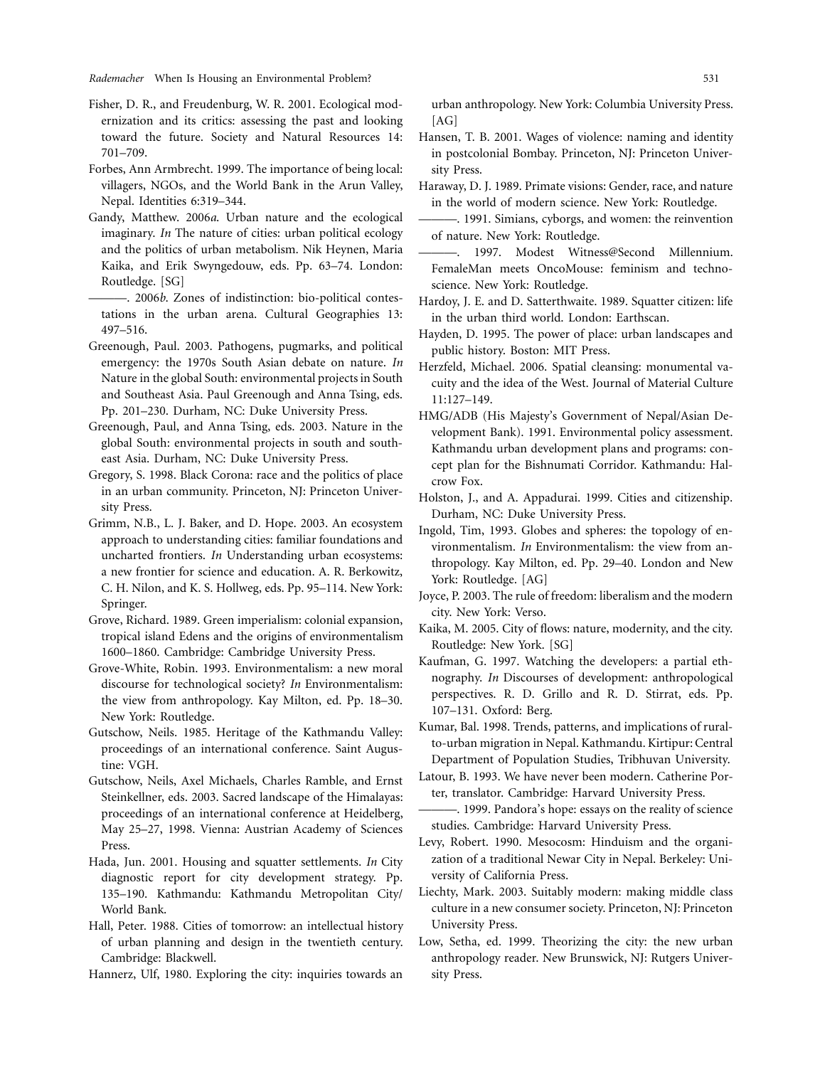Fisher, D. R., and Freudenburg, W. R. 2001. Ecological modernization and its critics: assessing the past and looking toward the future. Society and Natural Resources 14: 701–709.

Forbes, Ann Armbrecht. 1999. The importance of being local: villagers, NGOs, and the World Bank in the Arun Valley, Nepal. Identities 6:319–344.

Gandy, Matthew. 2006*a*. Urban nature and the ecological imaginary. *In* The nature of cities: urban political ecology and the politics of urban metabolism. Nik Heynen, Maria Kaika, and Erik Swyngedouw, eds. Pp. 63–74. London: Routledge. [SG]

———. 2006*b*. Zones of indistinction: bio-political contestations in the urban arena. Cultural Geographies 13: 497–516.

Greenough, Paul. 2003. Pathogens, pugmarks, and political emergency: the 1970s South Asian debate on nature. *In* Nature in the global South: environmental projects in South and Southeast Asia. Paul Greenough and Anna Tsing, eds. Pp. 201–230. Durham, NC: Duke University Press.

Greenough, Paul, and Anna Tsing, eds. 2003. Nature in the global South: environmental projects in south and southeast Asia. Durham, NC: Duke University Press.

Gregory, S. 1998. Black Corona: race and the politics of place in an urban community. Princeton, NJ: Princeton University Press.

Grimm, N.B., L. J. Baker, and D. Hope. 2003. An ecosystem approach to understanding cities: familiar foundations and uncharted frontiers. *In* Understanding urban ecosystems: a new frontier for science and education. A. R. Berkowitz, C. H. Nilon, and K. S. Hollweg, eds. Pp. 95–114. New York: Springer.

Grove, Richard. 1989. Green imperialism: colonial expansion, tropical island Edens and the origins of environmentalism 1600–1860. Cambridge: Cambridge University Press.

Grove-White, Robin. 1993. Environmentalism: a new moral discourse for technological society? *In* Environmentalism: the view from anthropology. Kay Milton, ed. Pp. 18–30. New York: Routledge.

Gutschow, Neils. 1985. Heritage of the Kathmandu Valley: proceedings of an international conference. Saint Augustine: VGH.

Gutschow, Neils, Axel Michaels, Charles Ramble, and Ernst Steinkellner, eds. 2003. Sacred landscape of the Himalayas: proceedings of an international conference at Heidelberg, May 25–27, 1998. Vienna: Austrian Academy of Sciences Press.

Hada, Jun. 2001. Housing and squatter settlements. *In* City diagnostic report for city development strategy. Pp. 135–190. Kathmandu: Kathmandu Metropolitan City/World Bank.

Hall, Peter. 1988. Cities of tomorrow: an intellectual history of urban planning and design in the twentieth century. Cambridge: Blackwell.

Hannerz, Ulf, 1980. Exploring the city: inquiries towards an urban anthropology. New York: Columbia University Press. [AG]

Hansen, T. B. 2001. Wages of violence: naming and identity in postcolonial Bombay. Princeton, NJ: Princeton University Press.

Haraway, D. J. 1989. Primate visions: Gender, race, and nature in the world of modern science. New York: Routledge.

———. 1991. Simians, cyborgs, and women: the reinvention of nature. New York: Routledge.

———. 1997. Modest Witness@Second Millennium. FemaleMan meets OncoMouse: feminism and technoscience. New York: Routledge.

Hardoy, J. E. and D. Satterthwaite. 1989. Squatter citizen: life in the urban third world. London: Earthscan.

Hayden, D. 1995. The power of place: urban landscapes and public history. Boston: MIT Press.

Herzfeld, Michael. 2006. Spatial cleansing: monumental vacuity and the idea of the West. Journal of Material Culture 11:127–149.

HMG/ADB (His Majesty's Government of Nepal/Asian Development Bank). 1991. Environmental policy assessment. Kathmandu urban development plans and programs: concept plan for the Bishnumati Corridor. Kathmandu: Halcrow Fox.

Holston, J., and A. Appadurai. 1999. Cities and citizenship. Durham, NC: Duke University Press.

Ingold, Tim, 1993. Globes and spheres: the topology of environmentalism. *In* Environmentalism: the view from anthropology. Kay Milton, ed. Pp. 29–40. London and New York: Routledge. [AG]

Joyce, P. 2003. The rule of freedom: liberalism and the modern city. New York: Verso.

Kaika, M. 2005. City of flows: nature, modernity, and the city. Routledge: New York. [SG]

Kaufman, G. 1997. Watching the developers: a partial ethnography. *In* Discourses of development: anthropological perspectives. R. D. Grillo and R. D. Stirrat, eds. Pp. 107–131. Oxford: Berg.

Kumar, Bal. 1998. Trends, patterns, and implications of rural-to-urban migration in Nepal. Kathmandu. Kirtipur: Central Department of Population Studies, Tribhuvan University.

Latour, B. 1993. We have never been modern. Catherine Porter, translator. Cambridge: Harvard University Press.

———. 1999. Pandora's hope: essays on the reality of science studies. Cambridge: Harvard University Press.

Levy, Robert. 1990. Mesocosm: Hinduism and the organization of a traditional Newar City in Nepal. Berkeley: University of California Press.

Liechty, Mark. 2003. Suitably modern: making middle class culture in a new consumer society. Princeton, NJ: Princeton University Press.

Low, Setha, ed. 1999. Theorizing the city: the new urban anthropology reader. New Brunswick, NJ: Rutgers University Press.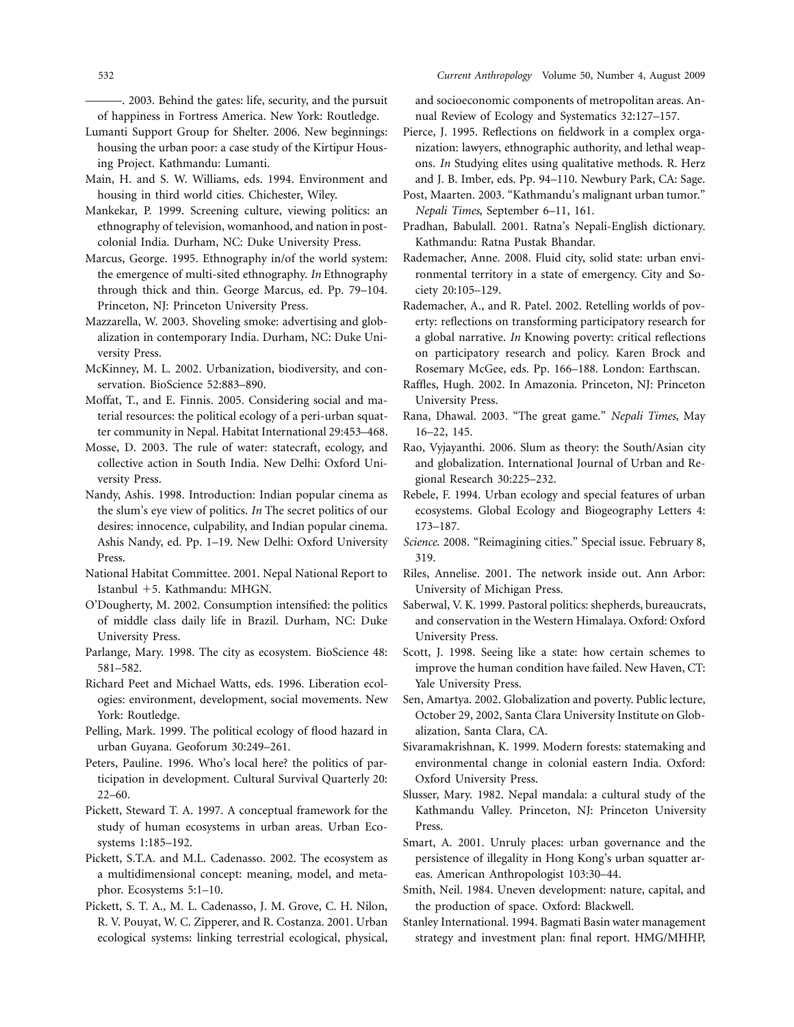———. 2003. Behind the gates: life, security, and the pursuit of happiness in Fortress America. New York: Routledge.

Lumanti Support Group for Shelter. 2006. New beginnings: housing the urban poor: a case study of the Kirtipur Housing Project. Kathmandu: Lumanti.

Main, H. and S. W. Williams, eds. 1994. Environment and housing in third world cities. Chichester, Wiley.

Mankekar, P. 1999. Screening culture, viewing politics: an ethnography of television, womanhood, and nation in postcolonial India. Durham, NC: Duke University Press.

Marcus, George. 1995. Ethnography in/of the world system: the emergence of multi-sited ethnography. *In* Ethnography through thick and thin. George Marcus, ed. Pp. 79–104. Princeton, NJ: Princeton University Press.

Mazzarella, W. 2003. Shoveling smoke: advertising and globalization in contemporary India. Durham, NC: Duke University Press.

McKinney, M. L. 2002. Urbanization, biodiversity, and conservation. BioScience 52:883–890.

Moffat, T., and E. Finnis. 2005. Considering social and material resources: the political ecology of a peri-urban squatter community in Nepal. Habitat International 29:453–468.

Mosse, D. 2003. The rule of water: statecraft, ecology, and collective action in South India. New Delhi: Oxford University Press.

Nandy, Ashis. 1998. Introduction: Indian popular cinema as the slum's eye view of politics. *In* The secret politics of our desires: innocence, culpability, and Indian popular cinema. Ashis Nandy, ed. Pp. 1–19. New Delhi: Oxford University Press.

National Habitat Committee. 2001. Nepal National Report to Istanbul +5. Kathmandu: MHGN.

O'Dougherty, M. 2002. Consumption intensified: the politics of middle class daily life in Brazil. Durham, NC: Duke University Press.

Parlange, Mary. 1998. The city as ecosystem. BioScience 48: 581–582.

Richard Peet and Michael Watts, eds. 1996. Liberation ecologies: environment, development, social movements. New York: Routledge.

Pelling, Mark. 1999. The political ecology of flood hazard in urban Guyana. Geoforum 30:249–261.

Peters, Pauline. 1996. Who's local here? the politics of participation in development. Cultural Survival Quarterly 20: 22–60.

Pickett, Steward T. A. 1997. A conceptual framework for the study of human ecosystems in urban areas. Urban Ecosystems 1:185–192.

Pickett, S.T.A. and M.L. Cadenasso. 2002. The ecosystem as a multidimensional concept: meaning, model, and metaphor. Ecosystems 5:1–10.

Pickett, S. T. A., M. L. Cadenasso, J. M. Grove, C. H. Nilon, R. V. Pouyat, W. C. Zipperer, and R. Costanza. 2001. Urban ecological systems: linking terrestrial ecological, physical, and socioeconomic components of metropolitan areas. Annual Review of Ecology and Systematics 32:127–157.

Pierce, J. 1995. Reflections on fieldwork in a complex organization: lawyers, ethnographic authority, and lethal weapons. *In* Studying elites using qualitative methods. R. Herz and J. B. Imber, eds. Pp. 94–110. Newbury Park, CA: Sage.

Post, Maarten. 2003. "Kathmandu's malignant urban tumor." *Nepali Times*, September 6–11, 161.

Pradhan, Babulall. 2001. Ratna's Nepali-English dictionary. Kathmandu: Ratna Pustak Bhandar.

Rademacher, Anne. 2008. Fluid city, solid state: urban environmental territory in a state of emergency. City and Society 20:105–129.

Rademacher, A., and R. Patel. 2002. Retelling worlds of poverty: reflections on transforming participatory research for a global narrative. *In* Knowing poverty: critical reflections on participatory research and policy. Karen Brock and Rosemary McGee, eds. Pp. 166–188. London: Earthscan.

Raffles, Hugh. 2002. In Amazonia. Princeton, NJ: Princeton University Press.

Rana, Dhawal. 2003. "The great game." *Nepali Times*, May 16–22, 145.

Rao, Vyjayanthi. 2006. Slum as theory: the South/Asian city and globalization. International Journal of Urban and Regional Research 30:225–232.

Rebele, F. 1994. Urban ecology and special features of urban ecosystems. Global Ecology and Biogeography Letters 4: 173–187.

*Science*. 2008. "Reimagining cities." Special issue. February 8, 319.

Riles, Annelise. 2001. The network inside out. Ann Arbor: University of Michigan Press.

Saberwal, V. K. 1999. Pastoral politics: shepherds, bureaucrats, and conservation in the Western Himalaya. Oxford: Oxford University Press.

Scott, J. 1998. Seeing like a state: how certain schemes to improve the human condition have failed. New Haven, CT: Yale University Press.

Sen, Amartya. 2002. Globalization and poverty. Public lecture, October 29, 2002, Santa Clara University Institute on Globalization, Santa Clara, CA.

Sivaramakrishnan, K. 1999. Modern forests: statemaking and environmental change in colonial eastern India. Oxford: Oxford University Press.

Slusser, Mary. 1982. Nepal mandala: a cultural study of the Kathmandu Valley. Princeton, NJ: Princeton University Press.

Smart, A. 2001. Unruly places: urban governance and the persistence of illegality in Hong Kong's urban squatter areas. American Anthropologist 103:30–44.

Smith, Neil. 1984. Uneven development: nature, capital, and the production of space. Oxford: Blackwell.

Stanley International. 1994. Bagmati Basin water management strategy and investment plan: final report. HMG/MHHP,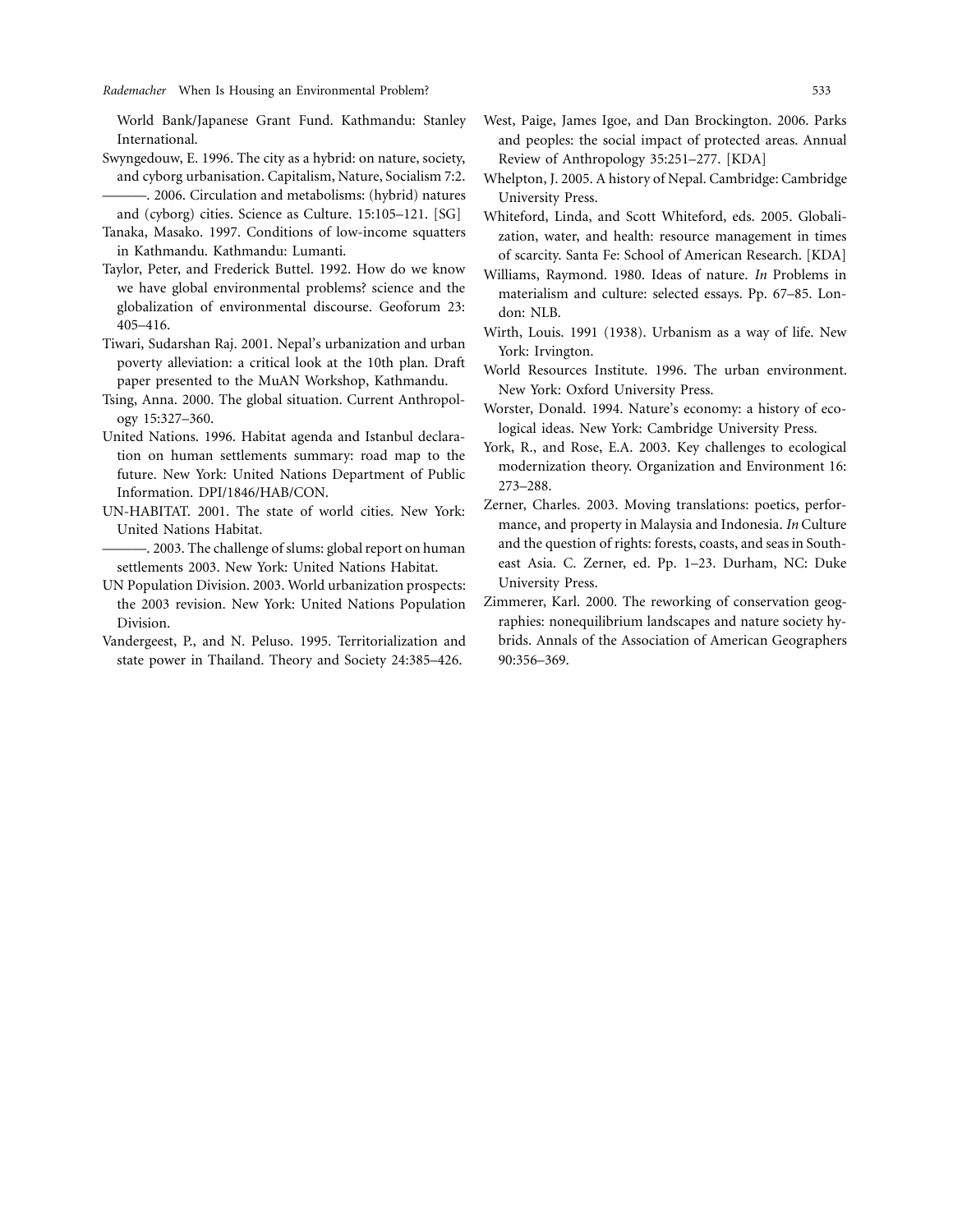World Bank/Japanese Grant Fund. Kathmandu: Stanley International.

Swyngedouw, E. 1996. The city as a hybrid: on nature, society, and cyborg urbanisation. Capitalism, Nature, Socialism 7:2.

———. 2006. Circulation and metabolisms: (hybrid) natures and (cyborg) cities. Science as Culture. 15:105–121. [SG]

Tanaka, Masako. 1997. Conditions of low-income squatters in Kathmandu. Kathmandu: Lumanti.

Taylor, Peter, and Frederick Buttel. 1992. How do we know we have global environmental problems? science and the globalization of environmental discourse. Geoforum 23: 405–416.

Tiwari, Sudarshan Raj. 2001. Nepal's urbanization and urban poverty alleviation: a critical look at the 10th plan. Draft paper presented to the MuAN Workshop, Kathmandu.

Tsing, Anna. 2000. The global situation. Current Anthropology 15:327–360.

United Nations. 1996. Habitat agenda and Istanbul declaration on human settlements summary: road map to the future. New York: United Nations Department of Public Information. DPI/1846/HAB/CON.

UN-HABITAT. 2001. The state of world cities. New York: United Nations Habitat.

———. 2003. The challenge of slums: global report on human settlements 2003. New York: United Nations Habitat.

UN Population Division. 2003. World urbanization prospects: the 2003 revision. New York: United Nations Population Division.

Vandergeest, P., and N. Peluso. 1995. Territorialization and state power in Thailand. Theory and Society 24:385–426.

West, Paige, James Igoe, and Dan Brockington. 2006. Parks and peoples: the social impact of protected areas. Annual Review of Anthropology 35:251–277. [KDA]

Whelpton, J. 2005. A history of Nepal. Cambridge: Cambridge University Press.

Whiteford, Linda, and Scott Whiteford, eds. 2005. Globalization, water, and health: resource management in times of scarcity. Santa Fe: School of American Research. [KDA]

Williams, Raymond. 1980. Ideas of nature. *In* Problems in materialism and culture: selected essays. Pp. 67–85. London: NLB.

Wirth, Louis. 1991 (1938). Urbanism as a way of life. New York: Irvington.

World Resources Institute. 1996. The urban environment. New York: Oxford University Press.

Worster, Donald. 1994. Nature's economy: a history of ecological ideas. New York: Cambridge University Press.

York, R., and Rose, E.A. 2003. Key challenges to ecological modernization theory. Organization and Environment 16: 273–288.

Zerner, Charles. 2003. Moving translations: poetics, performance, and property in Malaysia and Indonesia. *In* Culture and the question of rights: forests, coasts, and seas in Southeast Asia. C. Zerner, ed. Pp. 1–23. Durham, NC: Duke University Press.

Zimmerer, Karl. 2000. The reworking of conservation geographies: nonequilibrium landscapes and nature society hybrids. Annals of the Association of American Geographers 90:356–369.